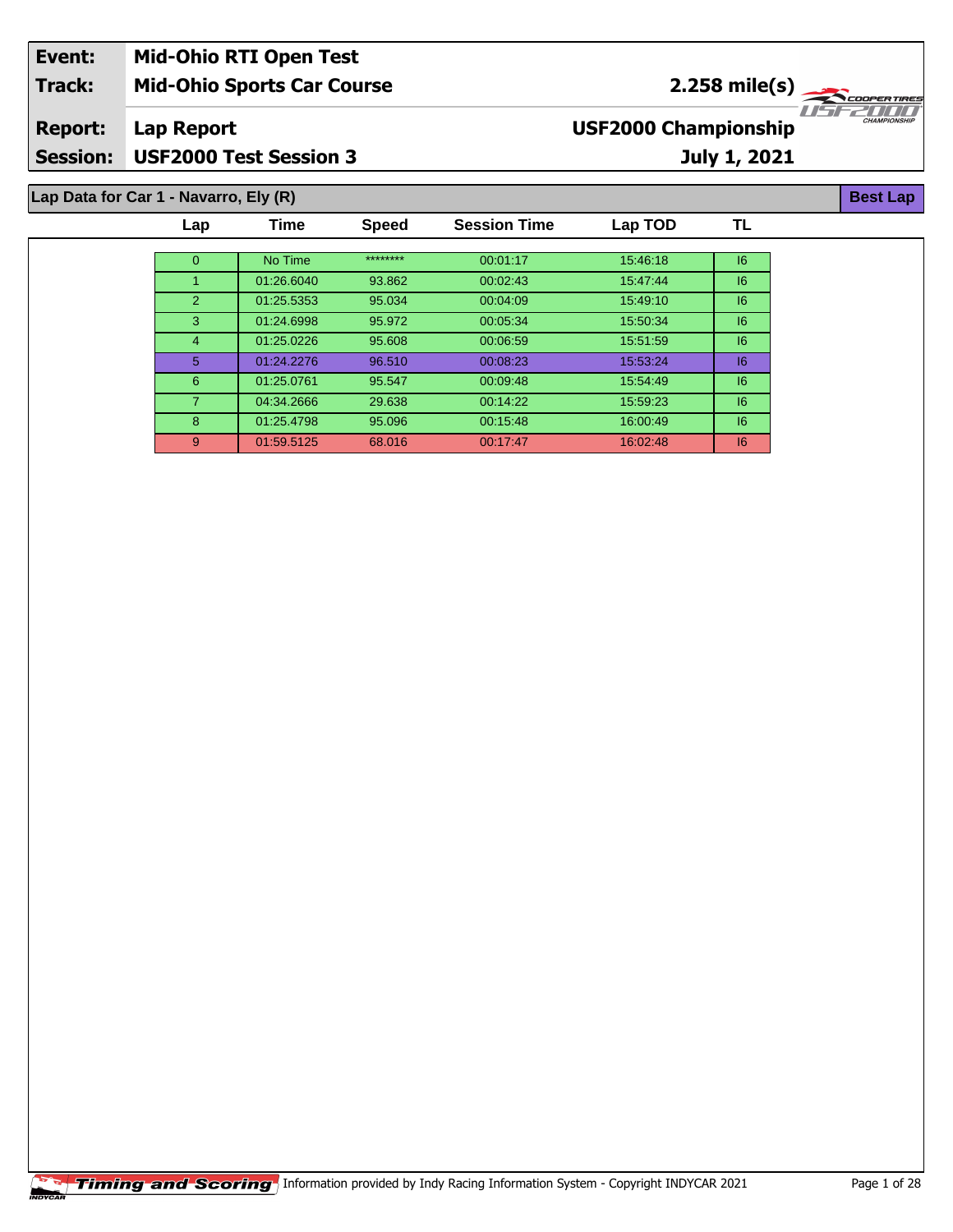| Event: | Mid-Ohio RTI Open Test | |
|---|---|---|
| Track: | Mid-Ohio Sports Car Course | 2.258 mile(s) |
| Report: | Lap Report | USF2000 Championship |
| Session: | USF2000 Test Session 3 | July 1, 2021 |

## Lap Data for Car 1 - Navarro, Ely (R)

Best Lap

| Lap | Time | Speed | Session Time | Lap TOD | TL |
|---|---|---|---|---|---|
| 0 | No Time | ******** | 00:01:17 | 15:46:18 | I6 |
| 1 | 01:26.6040 | 93.862 | 00:02:43 | 15:47:44 | I6 |
| 2 | 01:25.5353 | 95.034 | 00:04:09 | 15:49:10 | I6 |
| 3 | 01:24.6998 | 95.972 | 00:05:34 | 15:50:34 | I6 |
| 4 | 01:25.0226 | 95.608 | 00:06:59 | 15:51:59 | I6 |
| 5 | 01:24.2276 | 96.510 | 00:08:23 | 15:53:24 | I6 |
| 6 | 01:25.0761 | 95.547 | 00:09:48 | 15:54:49 | I6 |
| 7 | 04:34.2666 | 29.638 | 00:14:22 | 15:59:23 | I6 |
| 8 | 01:25.4798 | 95.096 | 00:15:48 | 16:00:49 | I6 |
| 9 | 01:59.5125 | 68.016 | 00:17:47 | 16:02:48 | I6 |

Timing and Scoring Information provided by Indy Racing Information System - Copyright INDYCAR 2021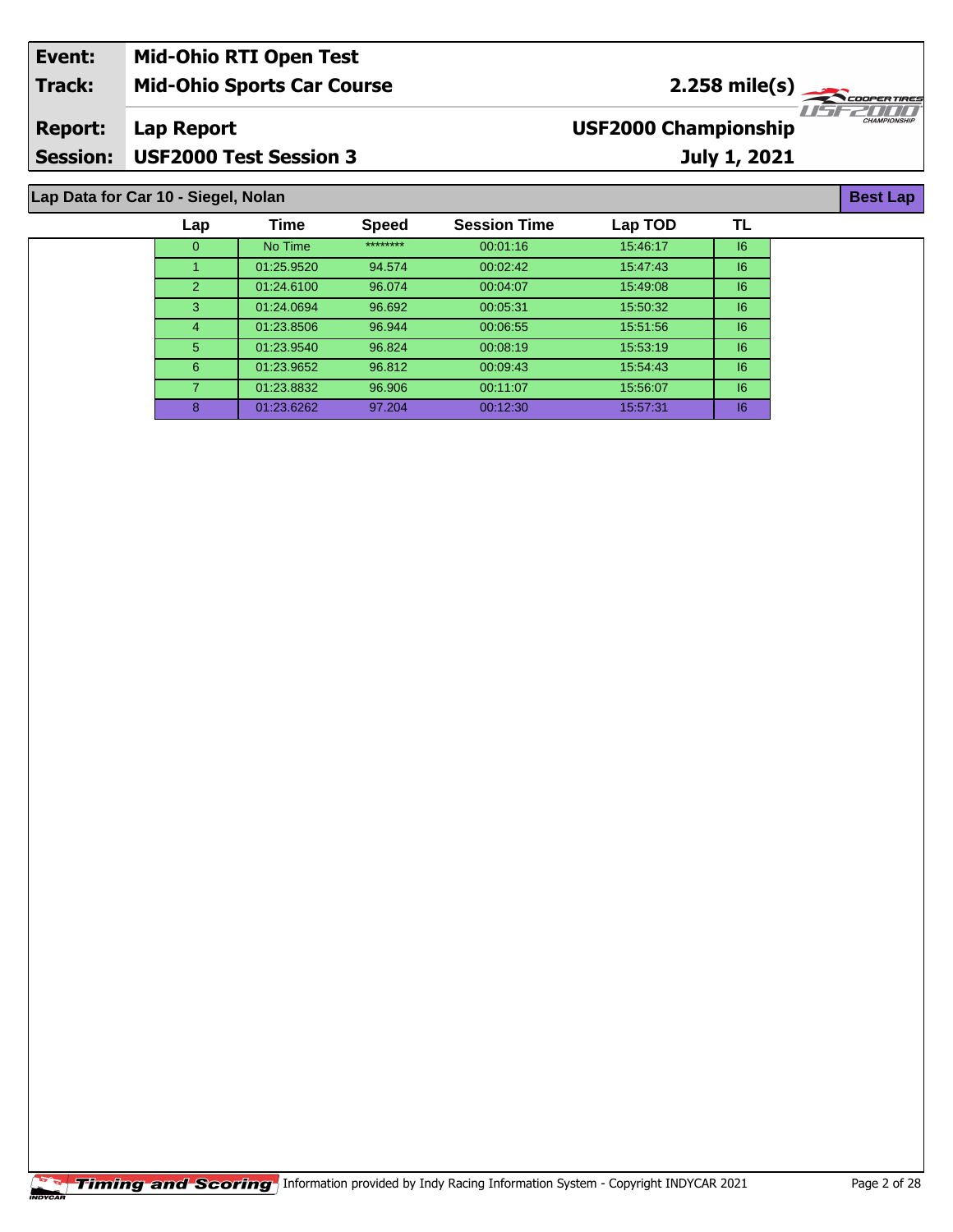| Event: | Mid-Ohio RTI Open Test | |
|---|---|---|
| Track: | Mid-Ohio Sports Car Course | 2.258 mile(s) |
| Report: | Lap Report | USF2000 Championship |
| Session: | USF2000 Test Session 3 | July 1, 2021 |

## Lap Data for Car 10 - Siegel, Nolan

Best Lap

| Lap | Time | Speed | Session Time | Lap TOD | TL |
|---|---|---|---|---|---|
| 0 | No Time | ******** | 00:01:16 | 15:46:17 | I6 |
| 1 | 01:25.9520 | 94.574 | 00:02:42 | 15:47:43 | I6 |
| 2 | 01:24.6100 | 96.074 | 00:04:07 | 15:49:08 | I6 |
| 3 | 01:24.0694 | 96.692 | 00:05:31 | 15:50:32 | I6 |
| 4 | 01:23.8506 | 96.944 | 00:06:55 | 15:51:56 | I6 |
| 5 | 01:23.9540 | 96.824 | 00:08:19 | 15:53:19 | I6 |
| 6 | 01:23.9652 | 96.812 | 00:09:43 | 15:54:43 | I6 |
| 7 | 01:23.8832 | 96.906 | 00:11:07 | 15:56:07 | I6 |
| 8 | 01:23.6262 | 97.204 | 00:12:30 | 15:57:31 | I6 |

Timing and Scoring Information provided by Indy Racing Information System - Copyright INDYCAR 2021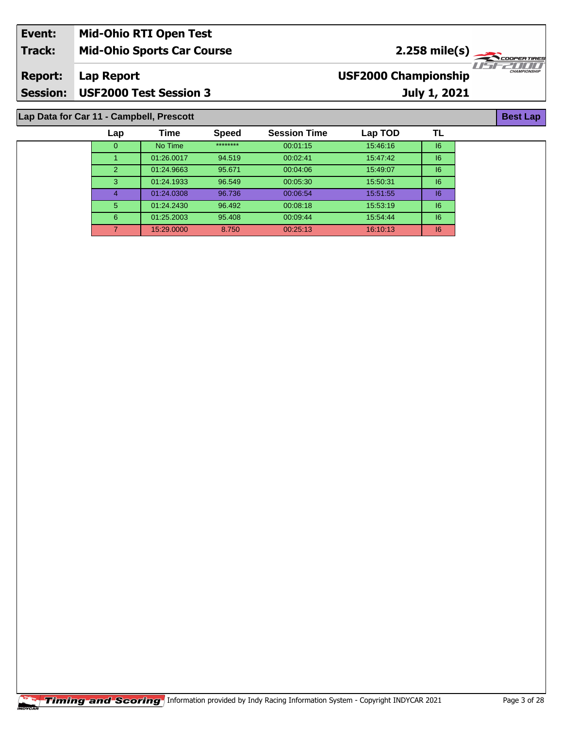| Event: | Mid-Ohio RTI Open Test | |
|---|---|---|
| Track: | Mid-Ohio Sports Car Course | 2.258 mile(s) |
| Report: | Lap Report | USF2000 Championship |
| Session: | USF2000 Test Session 3 | July 1, 2021 |

## Lap Data for Car 11 - Campbell, Prescott

**Best Lap**

| Lap | Time | Speed | Session Time | Lap TOD | TL |
|---|---|---|---|---|---|
| 0 | No Time | ******** | 00:01:15 | 15:46:16 | I6 |
| 1 | 01:26.0017 | 94.519 | 00:02:41 | 15:47:42 | I6 |
| 2 | 01:24.9663 | 95.671 | 00:04:06 | 15:49:07 | I6 |
| 3 | 01:24.1933 | 96.549 | 00:05:30 | 15:50:31 | I6 |
| 4 | 01:24.0308 | 96.736 | 00:06:54 | 15:51:55 | I6 |
| 5 | 01:24.2430 | 96.492 | 00:08:18 | 15:53:19 | I6 |
| 6 | 01:25.2003 | 95.408 | 00:09:44 | 15:54:44 | I6 |
| 7 | 15:29.0000 | 8.750 | 00:25:13 | 16:10:13 | I6 |

Timing and Scoring — Information provided by Indy Racing Information System - Copyright INDYCAR 2021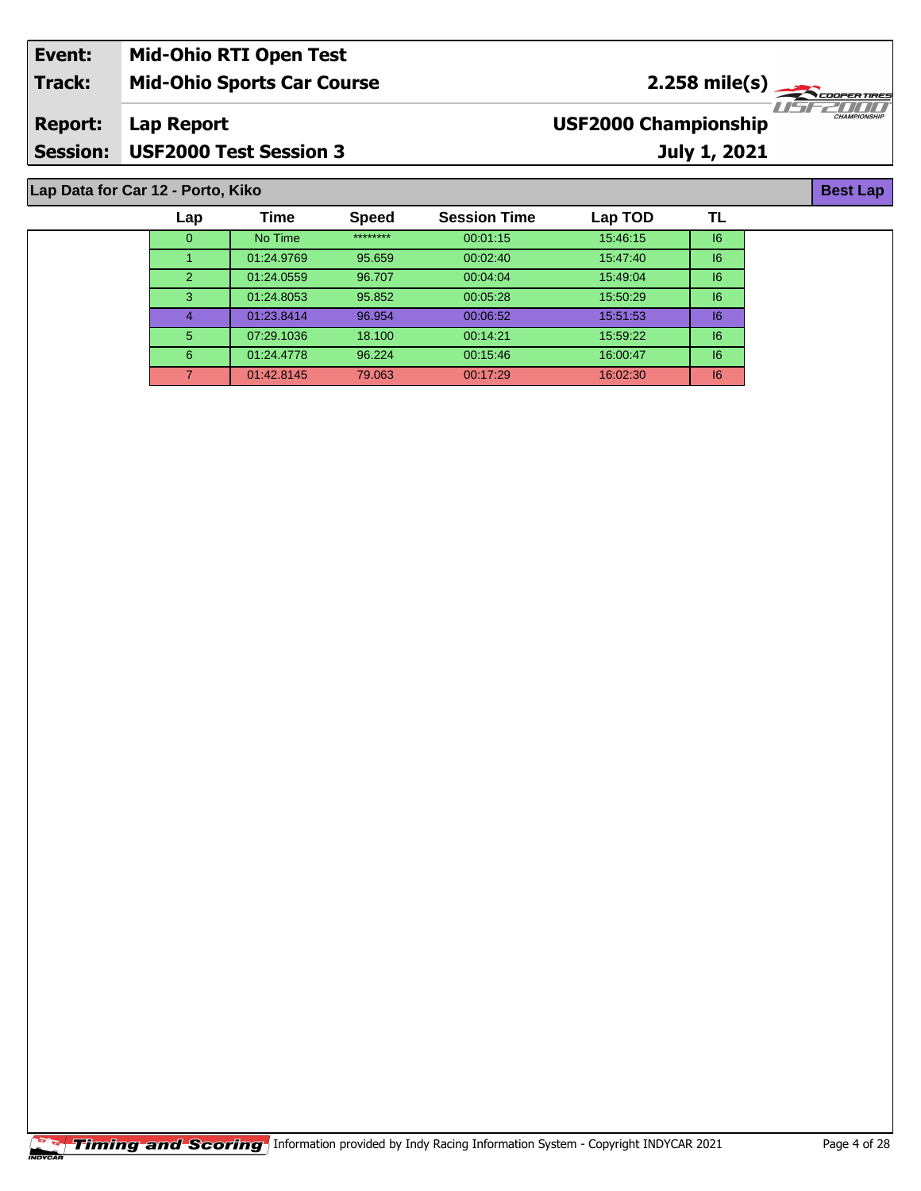| Event: | Mid-Ohio RTI Open Test | |
|---|---|---|
| Track: | Mid-Ohio Sports Car Course | 2.258 mile(s) |
| Report: | Lap Report | USF2000 Championship |
| Session: | USF2000 Test Session 3 | July 1, 2021 |

**Lap Data for Car 12 - Porto, Kiko** **Best Lap**

| Lap | Time | Speed | Session Time | Lap TOD | TL |
|---|---|---|---|---|---|
| 0 | No Time | ******** | 00:01:15 | 15:46:15 | I6 |
| 1 | 01:24.9769 | 95.659 | 00:02:40 | 15:47:40 | I6 |
| 2 | 01:24.0559 | 96.707 | 00:04:04 | 15:49:04 | I6 |
| 3 | 01:24.8053 | 95.852 | 00:05:28 | 15:50:29 | I6 |
| 4 | 01:23.8414 | 96.954 | 00:06:52 | 15:51:53 | I6 |
| 5 | 07:29.1036 | 18.100 | 00:14:21 | 15:59:22 | I6 |
| 6 | 01:24.4778 | 96.224 | 00:15:46 | 16:00:47 | I6 |
| 7 | 01:42.8145 | 79.063 | 00:17:29 | 16:02:30 | I6 |

Timing and Scoring Information provided by Indy Racing Information System - Copyright INDYCAR 2021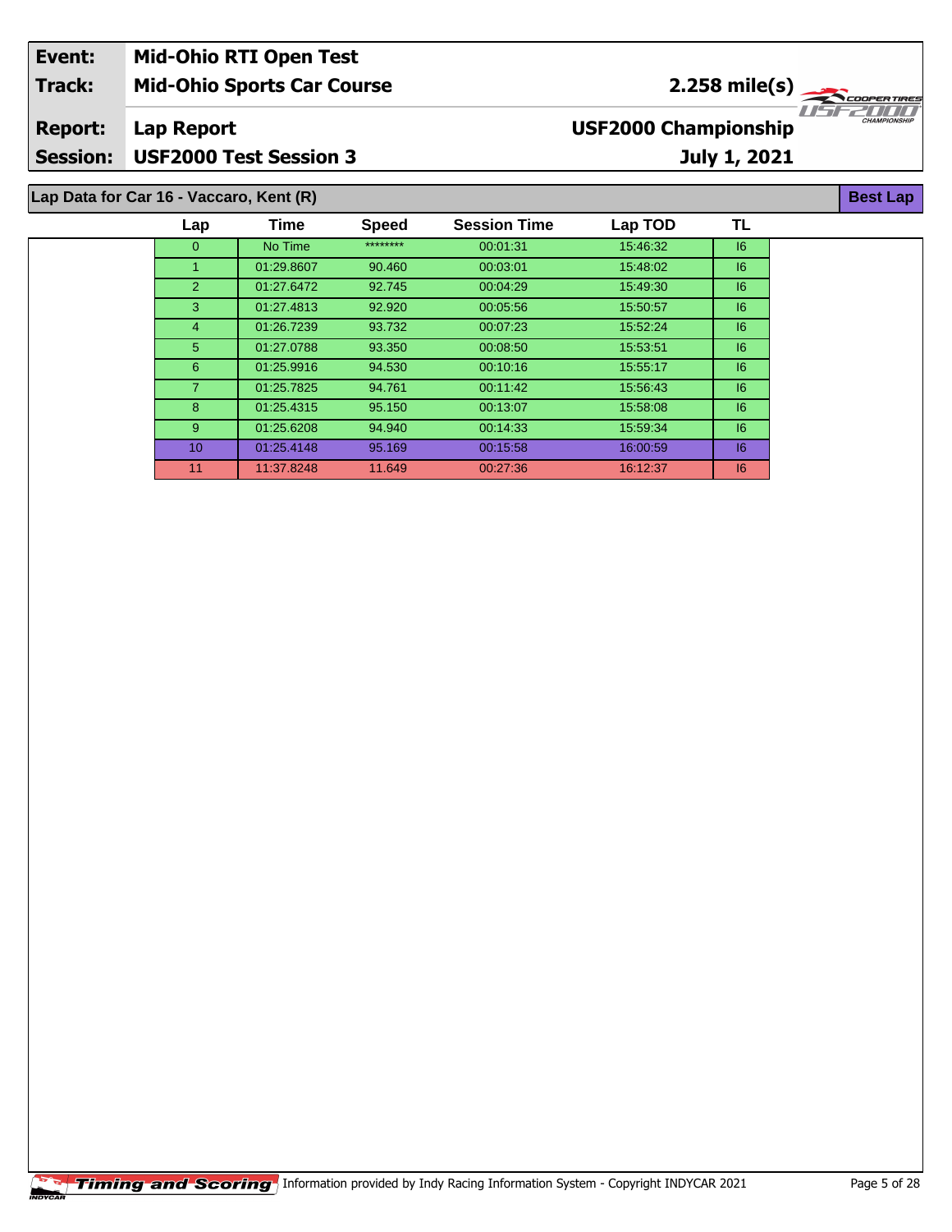| | |
|---|---|
| **Event:** | **Mid-Ohio RTI Open Test** |
| **Track:** | **Mid-Ohio Sports Car Course** |
| **Report:** | **Lap Report** |
| **Session:** | **USF2000 Test Session 3** |

**2.258 mile(s)**

**USF2000 Championship**

**July 1, 2021**

**Lap Data for Car 16 - Vaccaro, Kent (R)**

**Best Lap**

| Lap | Time | Speed | Session Time | Lap TOD | TL |
|---|---|---|---|---|---|
| 0 | No Time | ******** | 00:01:31 | 15:46:32 | I6 |
| 1 | 01:29.8607 | 90.460 | 00:03:01 | 15:48:02 | I6 |
| 2 | 01:27.6472 | 92.745 | 00:04:29 | 15:49:30 | I6 |
| 3 | 01:27.4813 | 92.920 | 00:05:56 | 15:50:57 | I6 |
| 4 | 01:26.7239 | 93.732 | 00:07:23 | 15:52:24 | I6 |
| 5 | 01:27.0788 | 93.350 | 00:08:50 | 15:53:51 | I6 |
| 6 | 01:25.9916 | 94.530 | 00:10:16 | 15:55:17 | I6 |
| 7 | 01:25.7825 | 94.761 | 00:11:42 | 15:56:43 | I6 |
| 8 | 01:25.4315 | 95.150 | 00:13:07 | 15:58:08 | I6 |
| 9 | 01:25.6208 | 94.940 | 00:14:33 | 15:59:34 | I6 |
| 10 | 01:25.4148 | 95.169 | 00:15:58 | 16:00:59 | I6 |
| 11 | 11:37.8248 | 11.649 | 00:27:36 | 16:12:37 | I6 |

Timing and Scoring Information provided by Indy Racing Information System - Copyright INDYCAR 2021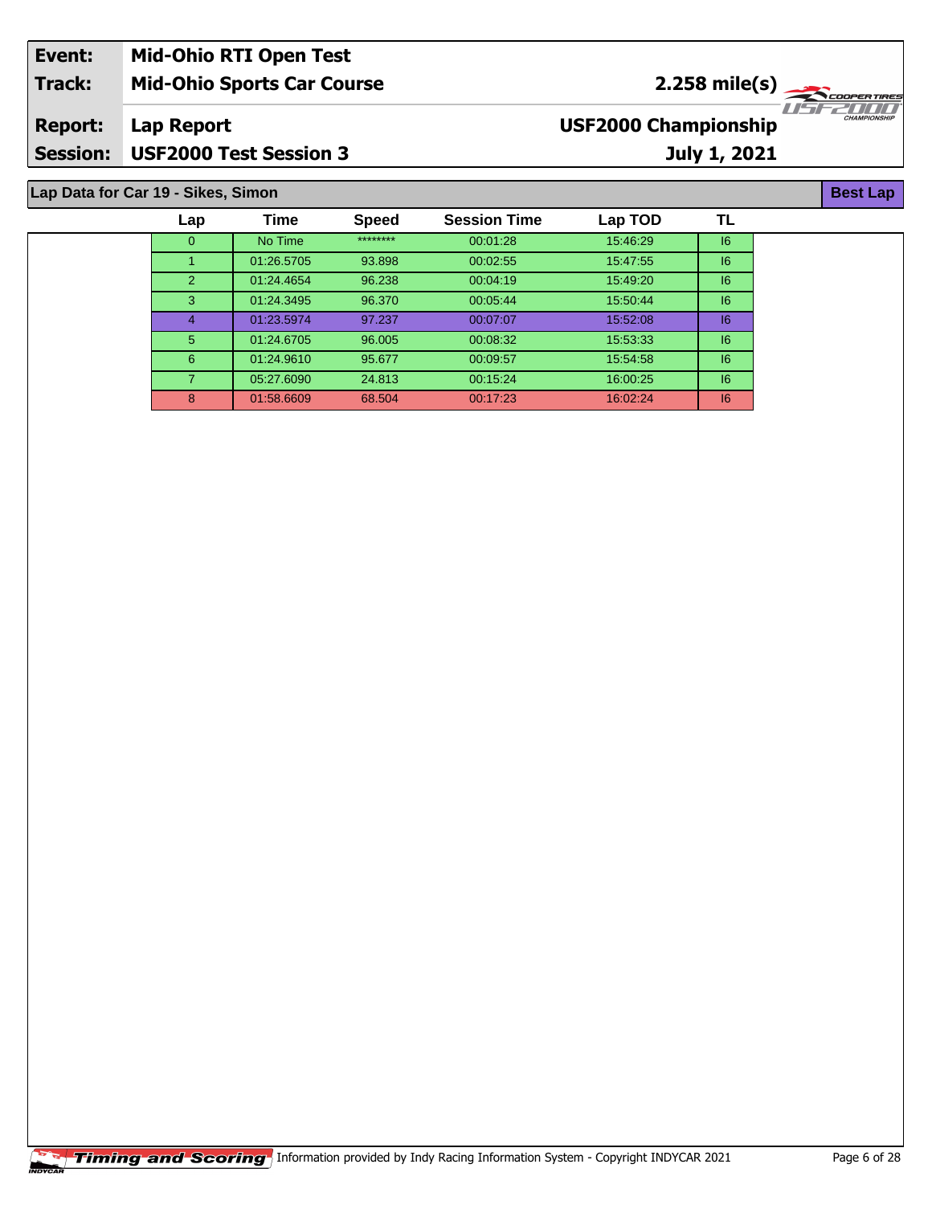| Event: | Mid-Ohio RTI Open Test | |
|---|---|---|
| Track: | Mid-Ohio Sports Car Course | 2.258 mile(s) |
| Report: | Lap Report | USF2000 Championship |
| Session: | USF2000 Test Session 3 | July 1, 2021 |

## Lap Data for Car 19 - Sikes, Simon

Best Lap

| Lap | Time | Speed | Session Time | Lap TOD | TL |
|---|---|---|---|---|---|
| 0 | No Time | ******** | 00:01:28 | 15:46:29 | I6 |
| 1 | 01:26.5705 | 93.898 | 00:02:55 | 15:47:55 | I6 |
| 2 | 01:24.4654 | 96.238 | 00:04:19 | 15:49:20 | I6 |
| 3 | 01:24.3495 | 96.370 | 00:05:44 | 15:50:44 | I6 |
| 4 | 01:23.5974 | 97.237 | 00:07:07 | 15:52:08 | I6 |
| 5 | 01:24.6705 | 96.005 | 00:08:32 | 15:53:33 | I6 |
| 6 | 01:24.9610 | 95.677 | 00:09:57 | 15:54:58 | I6 |
| 7 | 05:27.6090 | 24.813 | 00:15:24 | 16:00:25 | I6 |
| 8 | 01:58.6609 | 68.504 | 00:17:23 | 16:02:24 | I6 |

Timing and Scoring Information provided by Indy Racing Information System - Copyright INDYCAR 2021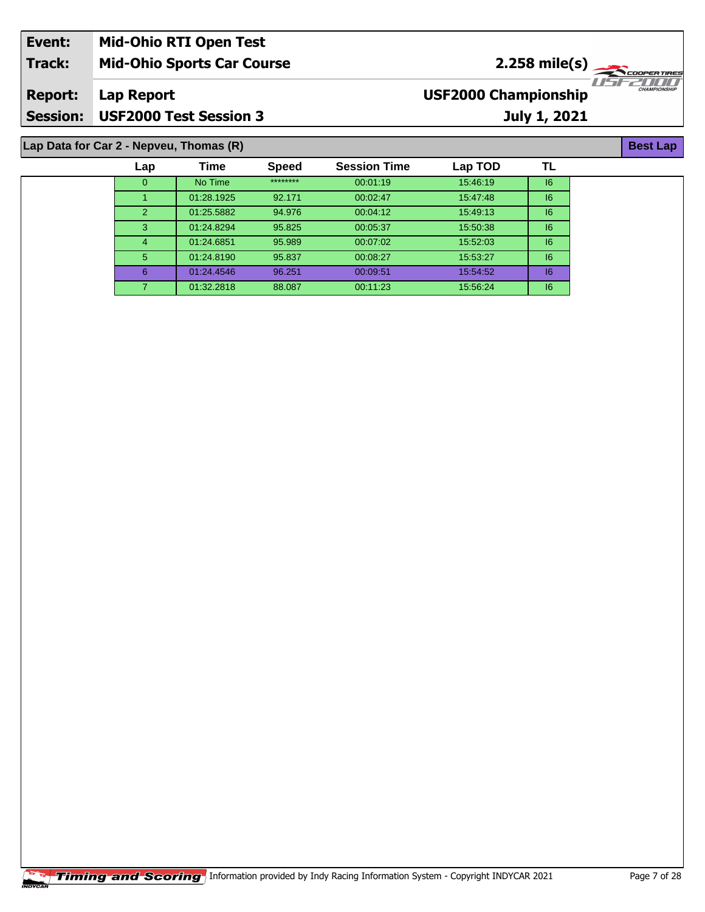| Event: | Mid-Ohio RTI Open Test | |
|---|---|---|
| Track: | Mid-Ohio Sports Car Course | 2.258 mile(s) |
| Report: | Lap Report | USF2000 Championship |
| Session: | USF2000 Test Session 3 | July 1, 2021 |

## Lap Data for Car 2 - Nepveu, Thomas (R)

Best Lap

| Lap | Time | Speed | Session Time | Lap TOD | TL |
|---|---|---|---|---|---|
| 0 | No Time | ******** | 00:01:19 | 15:46:19 | I6 |
| 1 | 01:28.1925 | 92.171 | 00:02:47 | 15:47:48 | I6 |
| 2 | 01:25.5882 | 94.976 | 00:04:12 | 15:49:13 | I6 |
| 3 | 01:24.8294 | 95.825 | 00:05:37 | 15:50:38 | I6 |
| 4 | 01:24.6851 | 95.989 | 00:07:02 | 15:52:03 | I6 |
| 5 | 01:24.8190 | 95.837 | 00:08:27 | 15:53:27 | I6 |
| 6 | 01:24.4546 | 96.251 | 00:09:51 | 15:54:52 | I6 |
| 7 | 01:32.2818 | 88.087 | 00:11:23 | 15:56:24 | I6 |

Timing and Scoring Information provided by Indy Racing Information System - Copyright INDYCAR 2021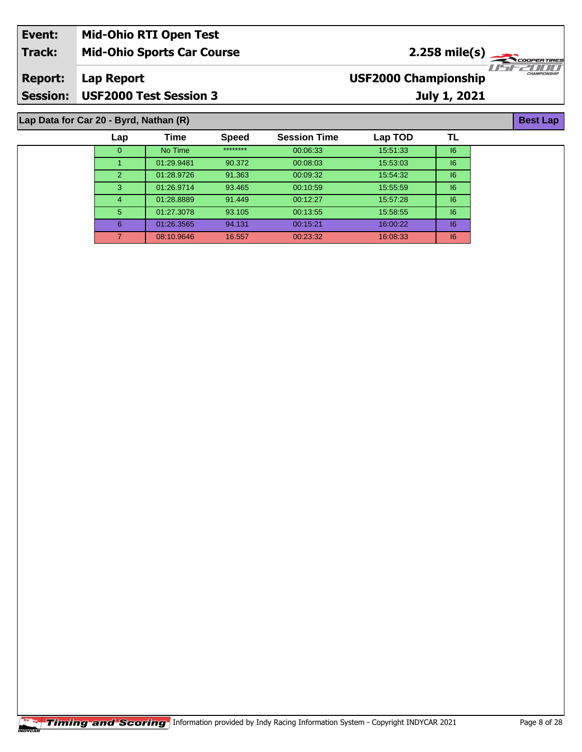| Event: | Mid-Ohio RTI Open Test | |
|---|---|---|
| Track: | Mid-Ohio Sports Car Course | 2.258 mile(s) |
| Report: | Lap Report | USF2000 Championship |
| Session: | USF2000 Test Session 3 | July 1, 2021 |

**Lap Data for Car 20 - Byrd, Nathan (R)** — **Best Lap**

| Lap | Time | Speed | Session Time | Lap TOD | TL |
|---|---|---|---|---|---|
| 0 | No Time | ******** | 00:06:33 | 15:51:33 | I6 |
| 1 | 01:29.9481 | 90.372 | 00:08:03 | 15:53:03 | I6 |
| 2 | 01:28.9726 | 91.363 | 00:09:32 | 15:54:32 | I6 |
| 3 | 01:26.9714 | 93.465 | 00:10:59 | 15:55:59 | I6 |
| 4 | 01:28.8889 | 91.449 | 00:12:27 | 15:57:28 | I6 |
| 5 | 01:27.3078 | 93.105 | 00:13:55 | 15:58:55 | I6 |
| 6 | 01:26.3565 | 94.131 | 00:15:21 | 16:00:22 | I6 |
| 7 | 08:10.9646 | 16.557 | 00:23:32 | 16:08:33 | I6 |

Timing and Scoring — Information provided by Indy Racing Information System - Copyright INDYCAR 2021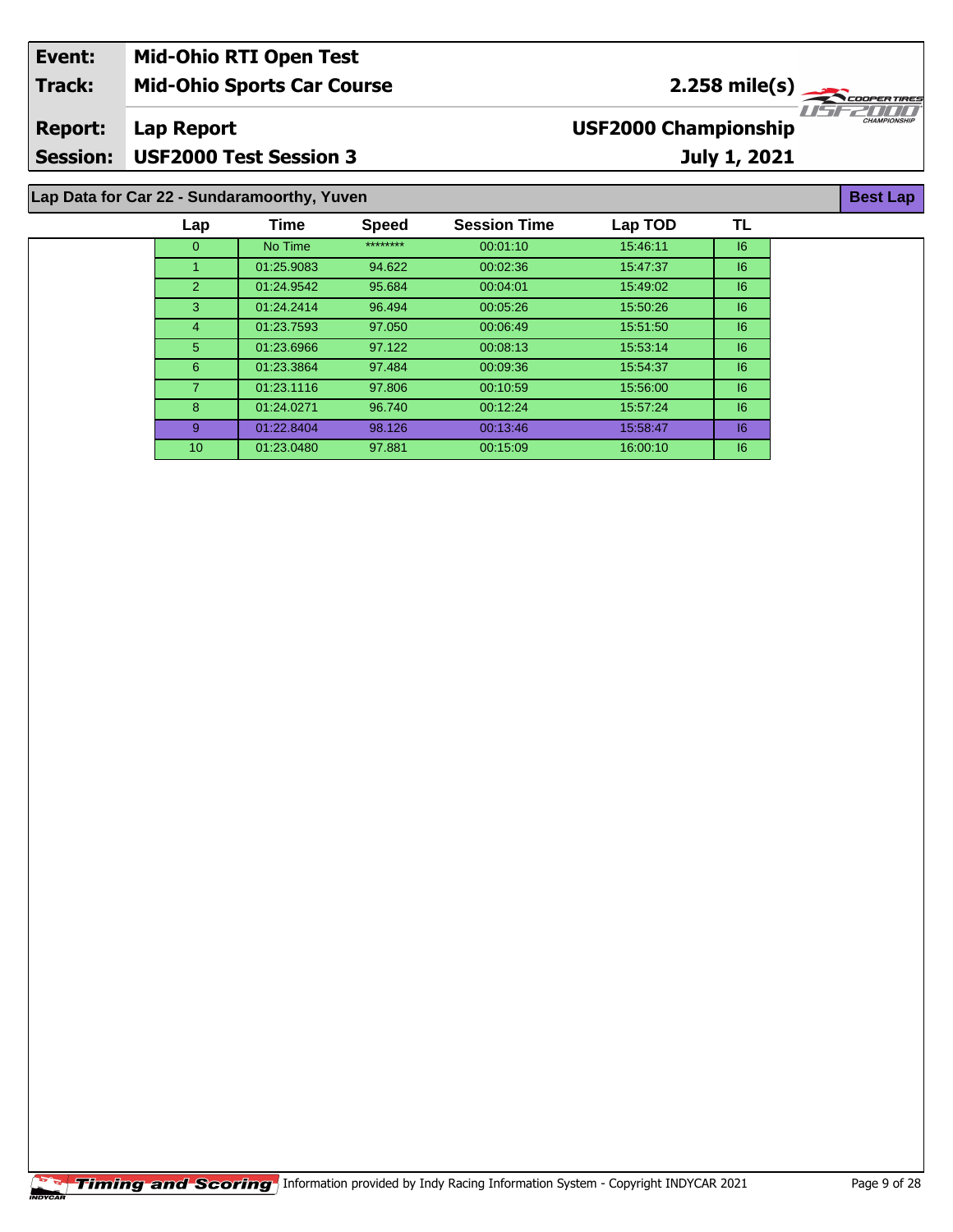| Event: | Mid-Ohio RTI Open Test | |
|---|---|---|
| Track: | Mid-Ohio Sports Car Course | 2.258 mile(s) |
| Report: | Lap Report | USF2000 Championship |
| Session: | USF2000 Test Session 3 | July 1, 2021 |

## Lap Data for Car 22 - Sundaramoorthy, Yuven

Best Lap

| Lap | Time | Speed | Session Time | Lap TOD | TL |
|---|---|---|---|---|---|
| 0 | No Time | ******** | 00:01:10 | 15:46:11 | I6 |
| 1 | 01:25.9083 | 94.622 | 00:02:36 | 15:47:37 | I6 |
| 2 | 01:24.9542 | 95.684 | 00:04:01 | 15:49:02 | I6 |
| 3 | 01:24.2414 | 96.494 | 00:05:26 | 15:50:26 | I6 |
| 4 | 01:23.7593 | 97.050 | 00:06:49 | 15:51:50 | I6 |
| 5 | 01:23.6966 | 97.122 | 00:08:13 | 15:53:14 | I6 |
| 6 | 01:23.3864 | 97.484 | 00:09:36 | 15:54:37 | I6 |
| 7 | 01:23.1116 | 97.806 | 00:10:59 | 15:56:00 | I6 |
| 8 | 01:24.0271 | 96.740 | 00:12:24 | 15:57:24 | I6 |
| 9 | 01:22.8404 | 98.126 | 00:13:46 | 15:58:47 | I6 |
| 10 | 01:23.0480 | 97.881 | 00:15:09 | 16:00:10 | I6 |

Timing and Scoring Information provided by Indy Racing Information System - Copyright INDYCAR 2021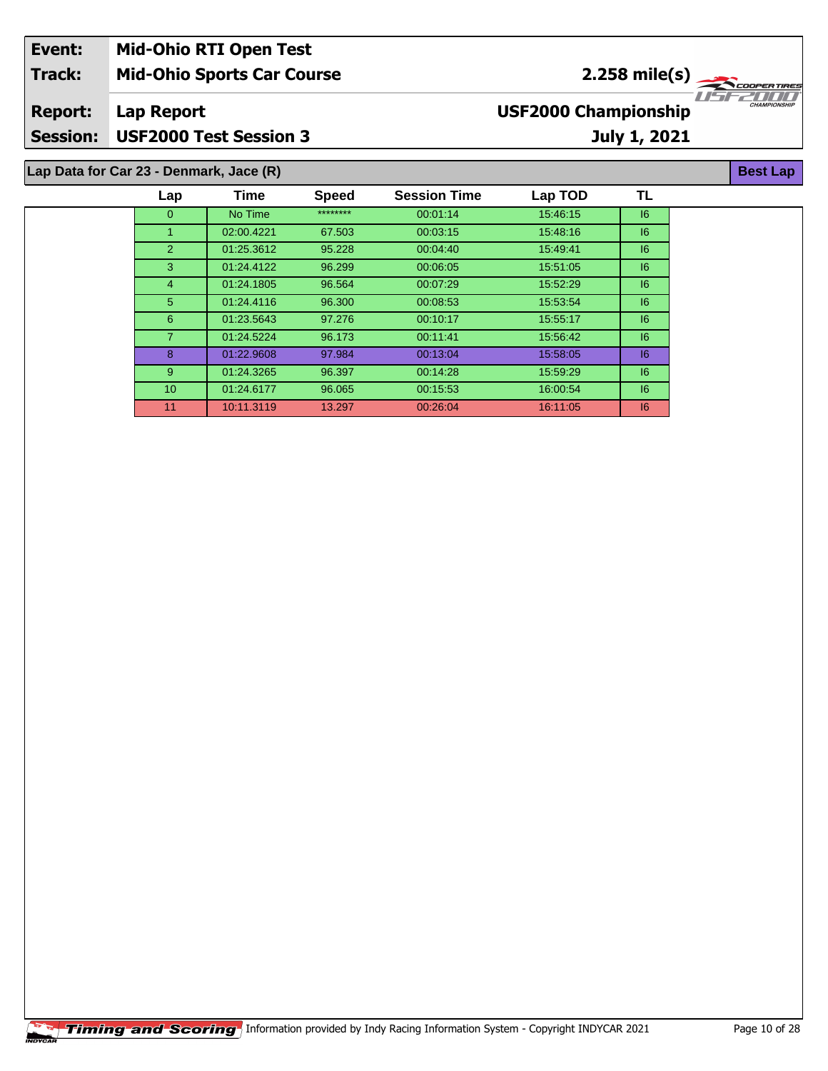| Event: | Mid-Ohio RTI Open Test | |
|---|---|---|
| Track: | Mid-Ohio Sports Car Course | 2.258 mile(s) |
| Report: | Lap Report | USF2000 Championship |
| Session: | USF2000 Test Session 3 | July 1, 2021 |

## Lap Data for Car 23 - Denmark, Jace (R)

Best Lap

| Lap | Time | Speed | Session Time | Lap TOD | TL |
|---|---|---|---|---|---|
| 0 | No Time | ******** | 00:01:14 | 15:46:15 | I6 |
| 1 | 02:00.4221 | 67.503 | 00:03:15 | 15:48:16 | I6 |
| 2 | 01:25.3612 | 95.228 | 00:04:40 | 15:49:41 | I6 |
| 3 | 01:24.4122 | 96.299 | 00:06:05 | 15:51:05 | I6 |
| 4 | 01:24.1805 | 96.564 | 00:07:29 | 15:52:29 | I6 |
| 5 | 01:24.4116 | 96.300 | 00:08:53 | 15:53:54 | I6 |
| 6 | 01:23.5643 | 97.276 | 00:10:17 | 15:55:17 | I6 |
| 7 | 01:24.5224 | 96.173 | 00:11:41 | 15:56:42 | I6 |
| 8 | 01:22.9608 | 97.984 | 00:13:04 | 15:58:05 | I6 |
| 9 | 01:24.3265 | 96.397 | 00:14:28 | 15:59:29 | I6 |
| 10 | 01:24.6177 | 96.065 | 00:15:53 | 16:00:54 | I6 |
| 11 | 10:11.3119 | 13.297 | 00:26:04 | 16:11:05 | I6 |

Timing and Scoring Information provided by Indy Racing Information System - Copyright INDYCAR 2021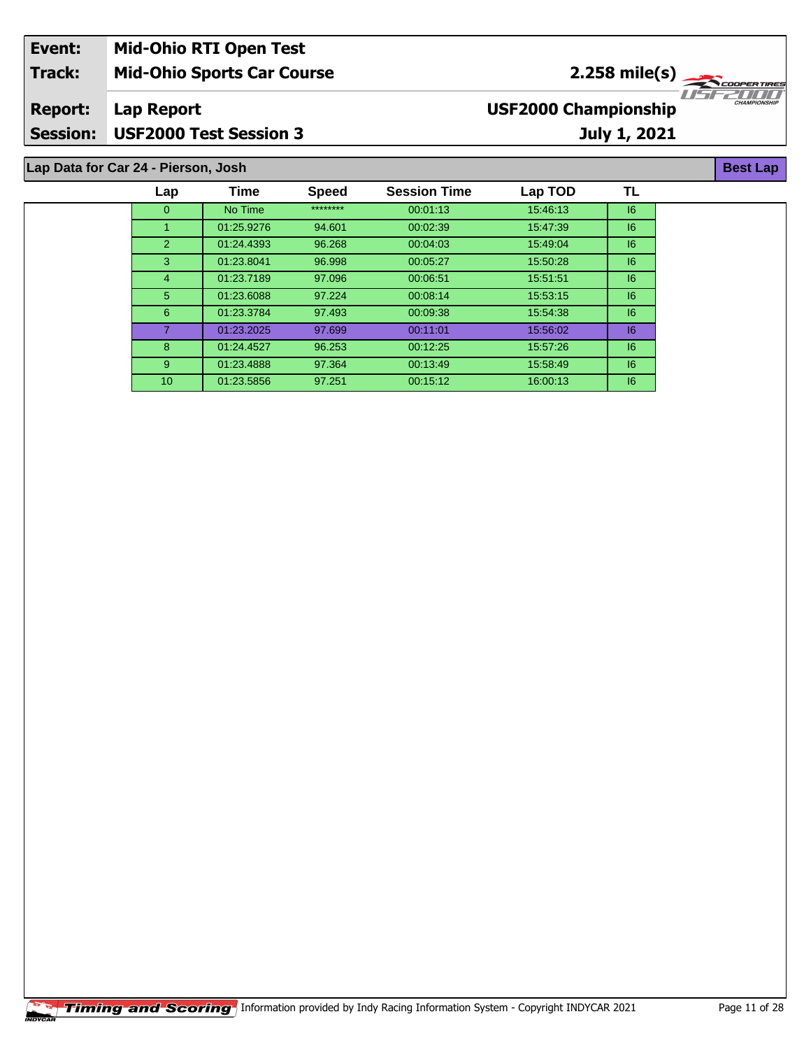| Event: | Mid-Ohio RTI Open Test | |
|---|---|---|
| Track: | Mid-Ohio Sports Car Course | 2.258 mile(s) |
| Report: | Lap Report | USF2000 Championship |
| Session: | USF2000 Test Session 3 | July 1, 2021 |

## Lap Data for Car 24 - Pierson, Josh

Best Lap

| Lap | Time | Speed | Session Time | Lap TOD | TL |
|---|---|---|---|---|---|
| 0 | No Time | ******** | 00:01:13 | 15:46:13 | I6 |
| 1 | 01:25.9276 | 94.601 | 00:02:39 | 15:47:39 | I6 |
| 2 | 01:24.4393 | 96.268 | 00:04:03 | 15:49:04 | I6 |
| 3 | 01:23.8041 | 96.998 | 00:05:27 | 15:50:28 | I6 |
| 4 | 01:23.7189 | 97.096 | 00:06:51 | 15:51:51 | I6 |
| 5 | 01:23.6088 | 97.224 | 00:08:14 | 15:53:15 | I6 |
| 6 | 01:23.3784 | 97.493 | 00:09:38 | 15:54:38 | I6 |
| 7 | 01:23.2025 | 97.699 | 00:11:01 | 15:56:02 | I6 |
| 8 | 01:24.4527 | 96.253 | 00:12:25 | 15:57:26 | I6 |
| 9 | 01:23.4888 | 97.364 | 00:13:49 | 15:58:49 | I6 |
| 10 | 01:23.5856 | 97.251 | 00:15:12 | 16:00:13 | I6 |

Timing and Scoring Information provided by Indy Racing Information System - Copyright INDYCAR 2021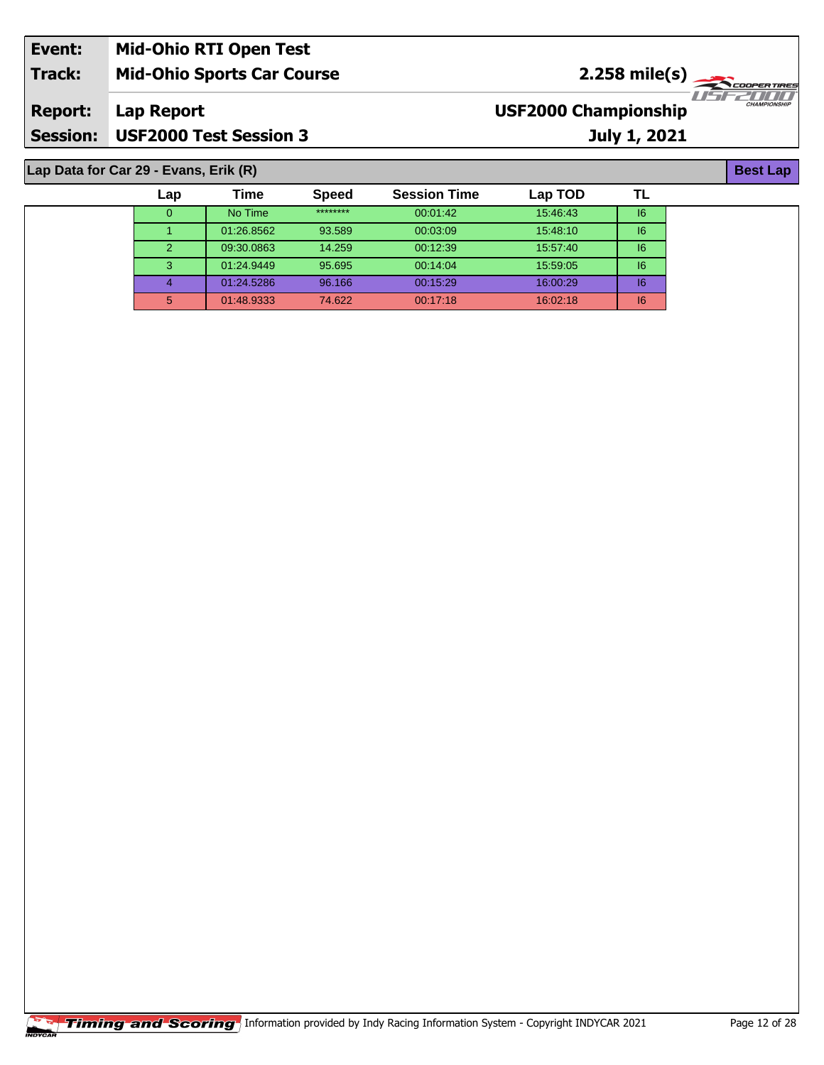| Event: | Mid-Ohio RTI Open Test | |
|---|---|---|
| Track: | Mid-Ohio Sports Car Course | 2.258 mile(s) |
| Report: | Lap Report | USF2000 Championship |
| Session: | USF2000 Test Session 3 | July 1, 2021 |

## Lap Data for Car 29 - Evans, Erik (R)

**Best Lap**

| Lap | Time | Speed | Session Time | Lap TOD | TL |
|---|---|---|---|---|---|
| 0 | No Time | ******** | 00:01:42 | 15:46:43 | I6 |
| 1 | 01:26.8562 | 93.589 | 00:03:09 | 15:48:10 | I6 |
| 2 | 09:30.0863 | 14.259 | 00:12:39 | 15:57:40 | I6 |
| 3 | 01:24.9449 | 95.695 | 00:14:04 | 15:59:05 | I6 |
| 4 | 01:24.5286 | 96.166 | 00:15:29 | 16:00:29 | I6 |
| 5 | 01:48.9333 | 74.622 | 00:17:18 | 16:02:18 | I6 |

Timing and Scoring Information provided by Indy Racing Information System - Copyright INDYCAR 2021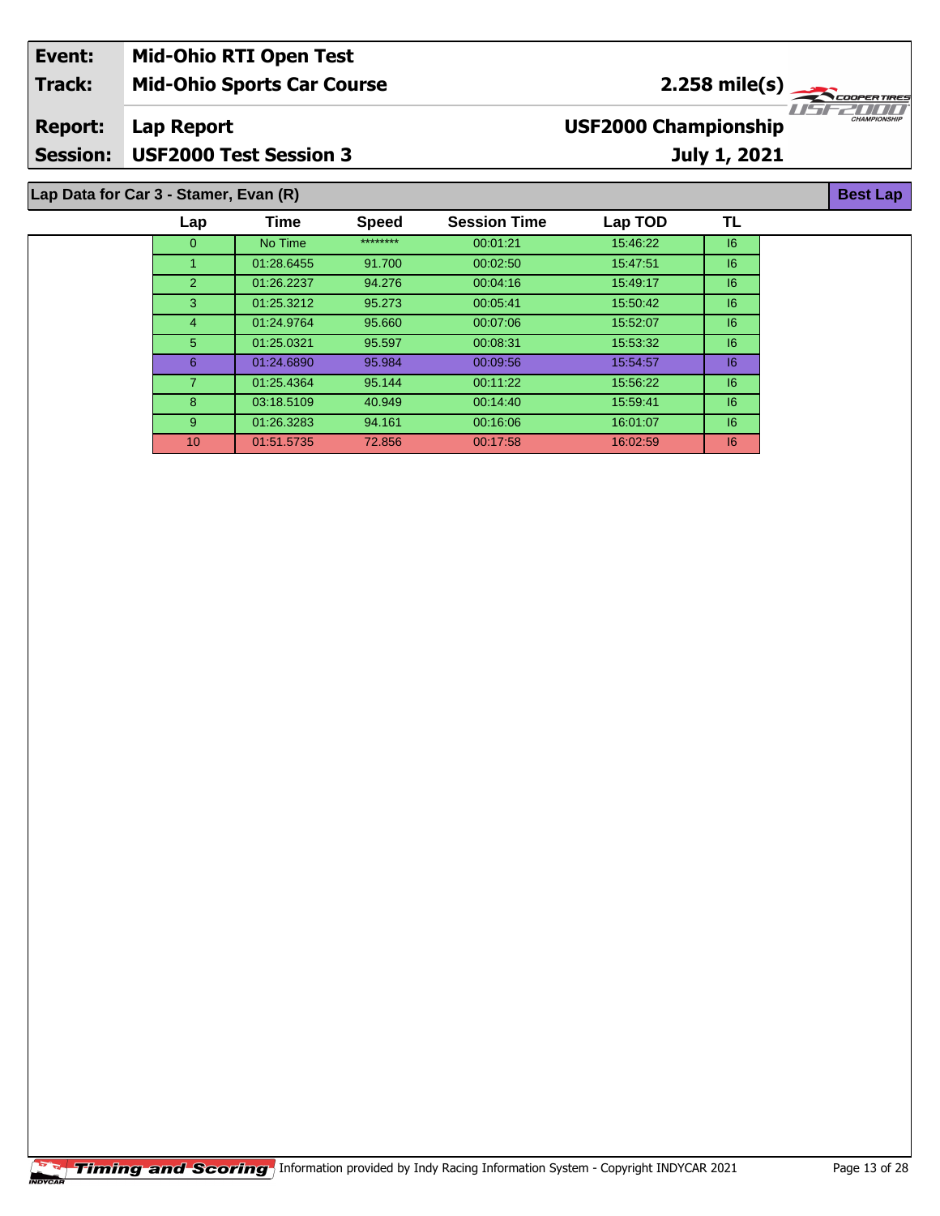| Event: | Mid-Ohio RTI Open Test | |
|---|---|---|
| Track: | Mid-Ohio Sports Car Course | 2.258 mile(s) |
| Report: | Lap Report | USF2000 Championship |
| Session: | USF2000 Test Session 3 | July 1, 2021 |

## Lap Data for Car 3 - Stamer, Evan (R)

**Best Lap**

| Lap | Time | Speed | Session Time | Lap TOD | TL |
|---|---|---|---|---|---|
| 0 | No Time | ******** | 00:01:21 | 15:46:22 | I6 |
| 1 | 01:28.6455 | 91.700 | 00:02:50 | 15:47:51 | I6 |
| 2 | 01:26.2237 | 94.276 | 00:04:16 | 15:49:17 | I6 |
| 3 | 01:25.3212 | 95.273 | 00:05:41 | 15:50:42 | I6 |
| 4 | 01:24.9764 | 95.660 | 00:07:06 | 15:52:07 | I6 |
| 5 | 01:25.0321 | 95.597 | 00:08:31 | 15:53:32 | I6 |
| 6 | 01:24.6890 | 95.984 | 00:09:56 | 15:54:57 | I6 |
| 7 | 01:25.4364 | 95.144 | 00:11:22 | 15:56:22 | I6 |
| 8 | 03:18.5109 | 40.949 | 00:14:40 | 15:59:41 | I6 |
| 9 | 01:26.3283 | 94.161 | 00:16:06 | 16:01:07 | I6 |
| 10 | 01:51.5735 | 72.856 | 00:17:58 | 16:02:59 | I6 |

Timing and Scoring Information provided by Indy Racing Information System - Copyright INDYCAR 2021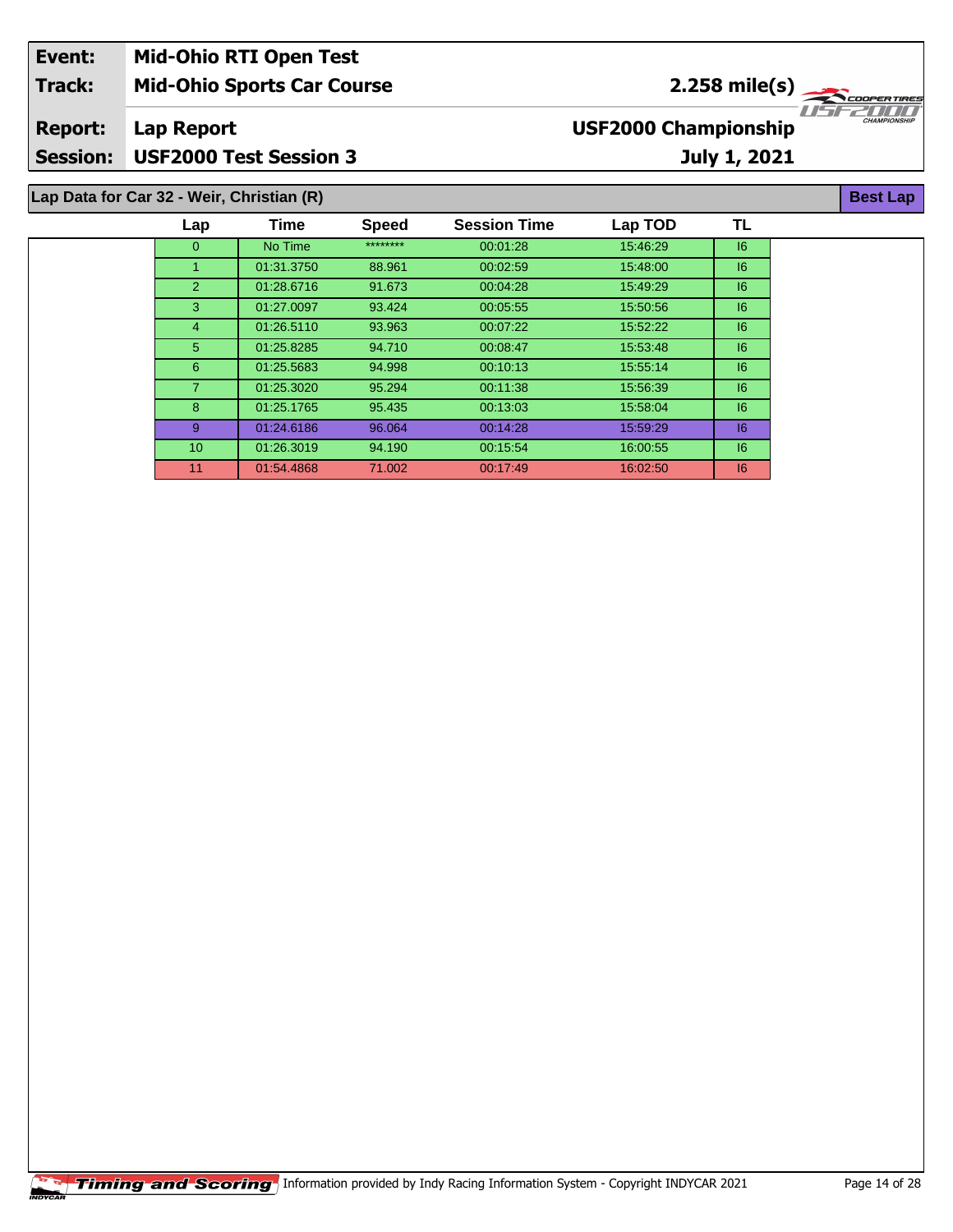| Event: | Mid-Ohio RTI Open Test | |
|---|---|---|
| Track: | Mid-Ohio Sports Car Course | 2.258 mile(s) |
| Report: | Lap Report | USF2000 Championship |
| Session: | USF2000 Test Session 3 | July 1, 2021 |

## Lap Data for Car 32 - Weir, Christian (R)

Best Lap

| Lap | Time | Speed | Session Time | Lap TOD | TL |
|---|---|---|---|---|---|
| 0 | No Time | ******** | 00:01:28 | 15:46:29 | I6 |
| 1 | 01:31.3750 | 88.961 | 00:02:59 | 15:48:00 | I6 |
| 2 | 01:28.6716 | 91.673 | 00:04:28 | 15:49:29 | I6 |
| 3 | 01:27.0097 | 93.424 | 00:05:55 | 15:50:56 | I6 |
| 4 | 01:26.5110 | 93.963 | 00:07:22 | 15:52:22 | I6 |
| 5 | 01:25.8285 | 94.710 | 00:08:47 | 15:53:48 | I6 |
| 6 | 01:25.5683 | 94.998 | 00:10:13 | 15:55:14 | I6 |
| 7 | 01:25.3020 | 95.294 | 00:11:38 | 15:56:39 | I6 |
| 8 | 01:25.1765 | 95.435 | 00:13:03 | 15:58:04 | I6 |
| 9 | 01:24.6186 | 96.064 | 00:14:28 | 15:59:29 | I6 |
| 10 | 01:26.3019 | 94.190 | 00:15:54 | 16:00:55 | I6 |
| 11 | 01:54.4868 | 71.002 | 00:17:49 | 16:02:50 | I6 |

Timing and Scoring — Information provided by Indy Racing Information System - Copyright INDYCAR 2021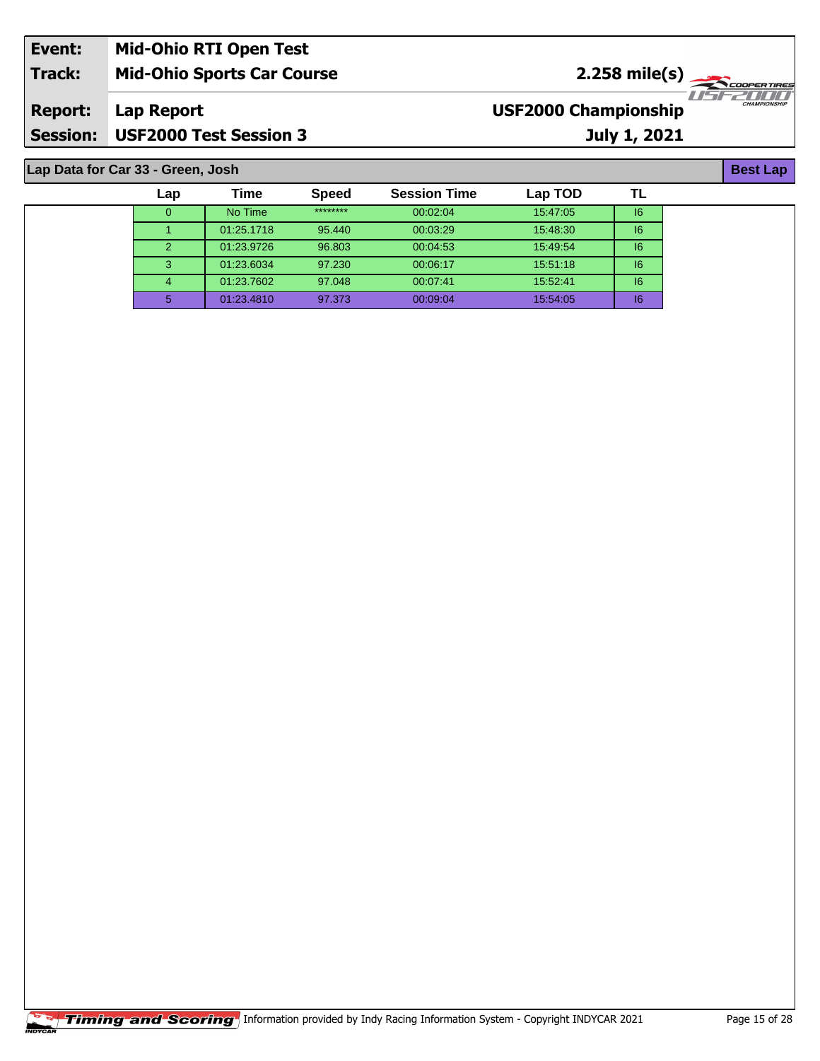| | |
|---|---|
| **Event:** | **Mid-Ohio RTI Open Test** |
| **Track:** | **Mid-Ohio Sports Car Course** |
| | **2.258 mile(s)** |
| **Report:** | **Lap Report** |
| | **USF2000 Championship** |
| **Session:** | **USF2000 Test Session 3** |
| | **July 1, 2021** |

**Lap Data for Car 33 - Green, Josh**

**Best Lap**

| Lap | Time | Speed | Session Time | Lap TOD | TL |
|---|---|---|---|---|---|
| 0 | No Time | ******** | 00:02:04 | 15:47:05 | I6 |
| 1 | 01:25.1718 | 95.440 | 00:03:29 | 15:48:30 | I6 |
| 2 | 01:23.9726 | 96.803 | 00:04:53 | 15:49:54 | I6 |
| 3 | 01:23.6034 | 97.230 | 00:06:17 | 15:51:18 | I6 |
| 4 | 01:23.7602 | 97.048 | 00:07:41 | 15:52:41 | I6 |
| 5 | 01:23.4810 | 97.373 | 00:09:04 | 15:54:05 | I6 |

Timing and Scoring Information provided by Indy Racing Information System - Copyright INDYCAR 2021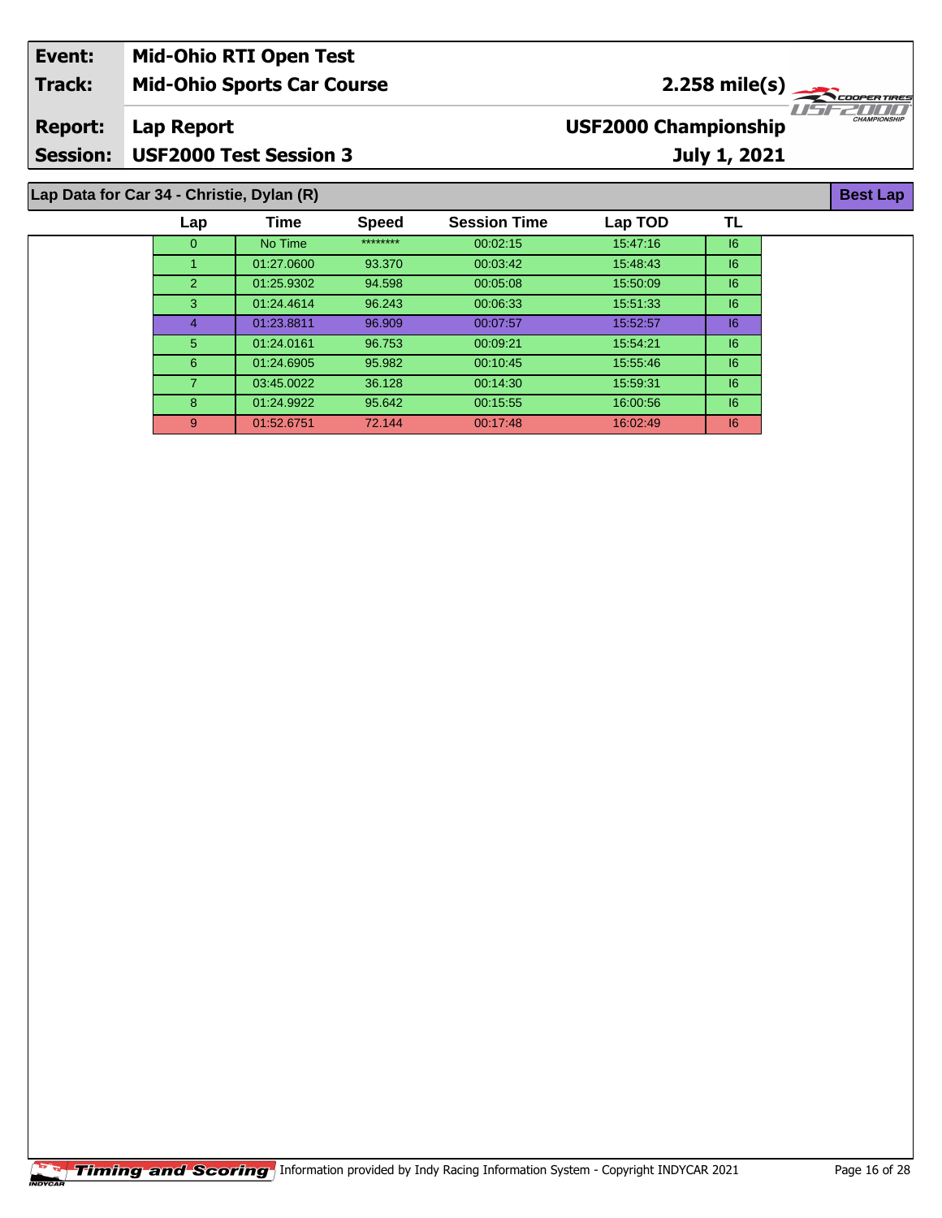| Event: | Mid-Ohio RTI Open Test | |
|---|---|---|
| Track: | Mid-Ohio Sports Car Course | 2.258 mile(s) |
| Report: | Lap Report | USF2000 Championship |
| Session: | USF2000 Test Session 3 | July 1, 2021 |

## Lap Data for Car 34 - Christie, Dylan (R)

**Best Lap**

| Lap | Time | Speed | Session Time | Lap TOD | TL |
|---|---|---|---|---|---|
| 0 | No Time | ******** | 00:02:15 | 15:47:16 | I6 |
| 1 | 01:27.0600 | 93.370 | 00:03:42 | 15:48:43 | I6 |
| 2 | 01:25.9302 | 94.598 | 00:05:08 | 15:50:09 | I6 |
| 3 | 01:24.4614 | 96.243 | 00:06:33 | 15:51:33 | I6 |
| 4 | 01:23.8811 | 96.909 | 00:07:57 | 15:52:57 | I6 |
| 5 | 01:24.0161 | 96.753 | 00:09:21 | 15:54:21 | I6 |
| 6 | 01:24.6905 | 95.982 | 00:10:45 | 15:55:46 | I6 |
| 7 | 03:45.0022 | 36.128 | 00:14:30 | 15:59:31 | I6 |
| 8 | 01:24.9922 | 95.642 | 00:15:55 | 16:00:56 | I6 |
| 9 | 01:52.6751 | 72.144 | 00:17:48 | 16:02:49 | I6 |

Timing and Scoring Information provided by Indy Racing Information System - Copyright INDYCAR 2021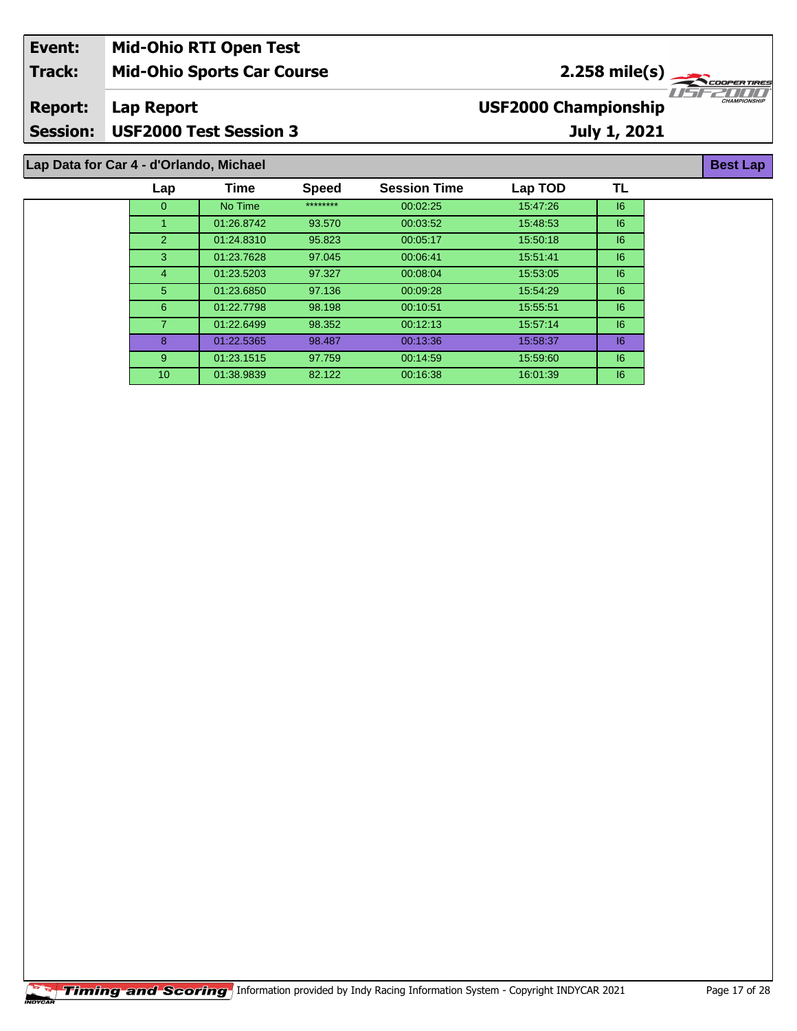| Event: | Mid-Ohio RTI Open Test | |
|---|---|---|
| Track: | Mid-Ohio Sports Car Course | 2.258 mile(s) |
| Report: | Lap Report | USF2000 Championship |
| Session: | USF2000 Test Session 3 | July 1, 2021 |

## Lap Data for Car 4 - d'Orlando, Michael

**Best Lap**

| Lap | Time | Speed | Session Time | Lap TOD | TL |
|---|---|---|---|---|---|
| 0 | No Time | ******** | 00:02:25 | 15:47:26 | I6 |
| 1 | 01:26.8742 | 93.570 | 00:03:52 | 15:48:53 | I6 |
| 2 | 01:24.8310 | 95.823 | 00:05:17 | 15:50:18 | I6 |
| 3 | 01:23.7628 | 97.045 | 00:06:41 | 15:51:41 | I6 |
| 4 | 01:23.5203 | 97.327 | 00:08:04 | 15:53:05 | I6 |
| 5 | 01:23.6850 | 97.136 | 00:09:28 | 15:54:29 | I6 |
| 6 | 01:22.7798 | 98.198 | 00:10:51 | 15:55:51 | I6 |
| 7 | 01:22.6499 | 98.352 | 00:12:13 | 15:57:14 | I6 |
| 8 | 01:22.5365 | 98.487 | 00:13:36 | 15:58:37 | I6 |
| 9 | 01:23.1515 | 97.759 | 00:14:59 | 15:59:60 | I6 |
| 10 | 01:38.9839 | 82.122 | 00:16:38 | 16:01:39 | I6 |

Timing and Scoring Information provided by Indy Racing Information System - Copyright INDYCAR 2021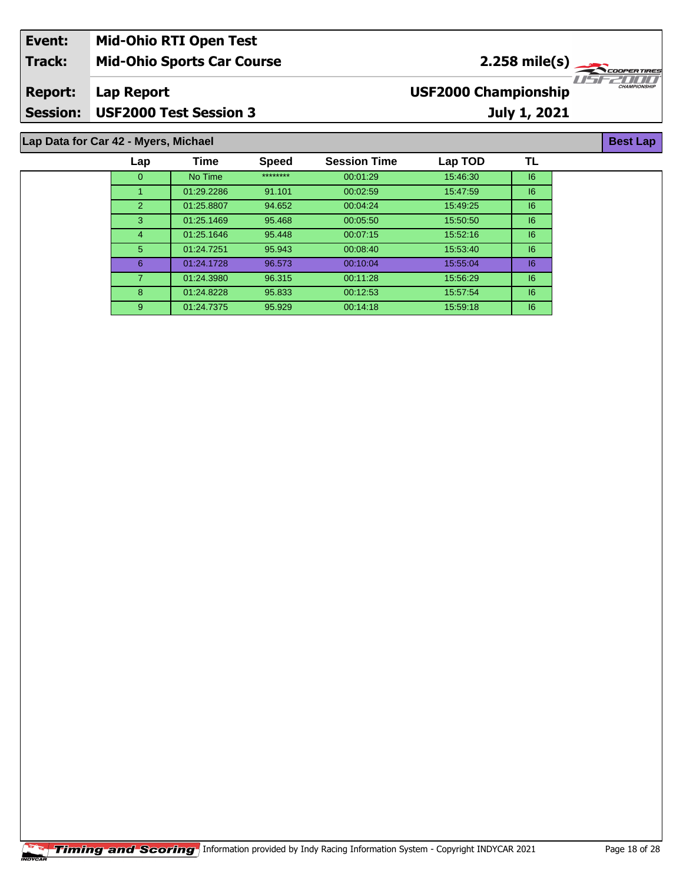| Event: | Mid-Ohio RTI Open Test | |
|---|---|---|
| Track: | Mid-Ohio Sports Car Course | 2.258 mile(s) |
| Report: | Lap Report | USF2000 Championship |
| Session: | USF2000 Test Session 3 | July 1, 2021 |

## Lap Data for Car 42 - Myers, Michael

Best Lap

| Lap | Time | Speed | Session Time | Lap TOD | TL |
|---|---|---|---|---|---|
| 0 | No Time | ******** | 00:01:29 | 15:46:30 | I6 |
| 1 | 01:29.2286 | 91.101 | 00:02:59 | 15:47:59 | I6 |
| 2 | 01:25.8807 | 94.652 | 00:04:24 | 15:49:25 | I6 |
| 3 | 01:25.1469 | 95.468 | 00:05:50 | 15:50:50 | I6 |
| 4 | 01:25.1646 | 95.448 | 00:07:15 | 15:52:16 | I6 |
| 5 | 01:24.7251 | 95.943 | 00:08:40 | 15:53:40 | I6 |
| 6 | 01:24.1728 | 96.573 | 00:10:04 | 15:55:04 | I6 |
| 7 | 01:24.3980 | 96.315 | 00:11:28 | 15:56:29 | I6 |
| 8 | 01:24.8228 | 95.833 | 00:12:53 | 15:57:54 | I6 |
| 9 | 01:24.7375 | 95.929 | 00:14:18 | 15:59:18 | I6 |

Timing and Scoring Information provided by Indy Racing Information System - Copyright INDYCAR 2021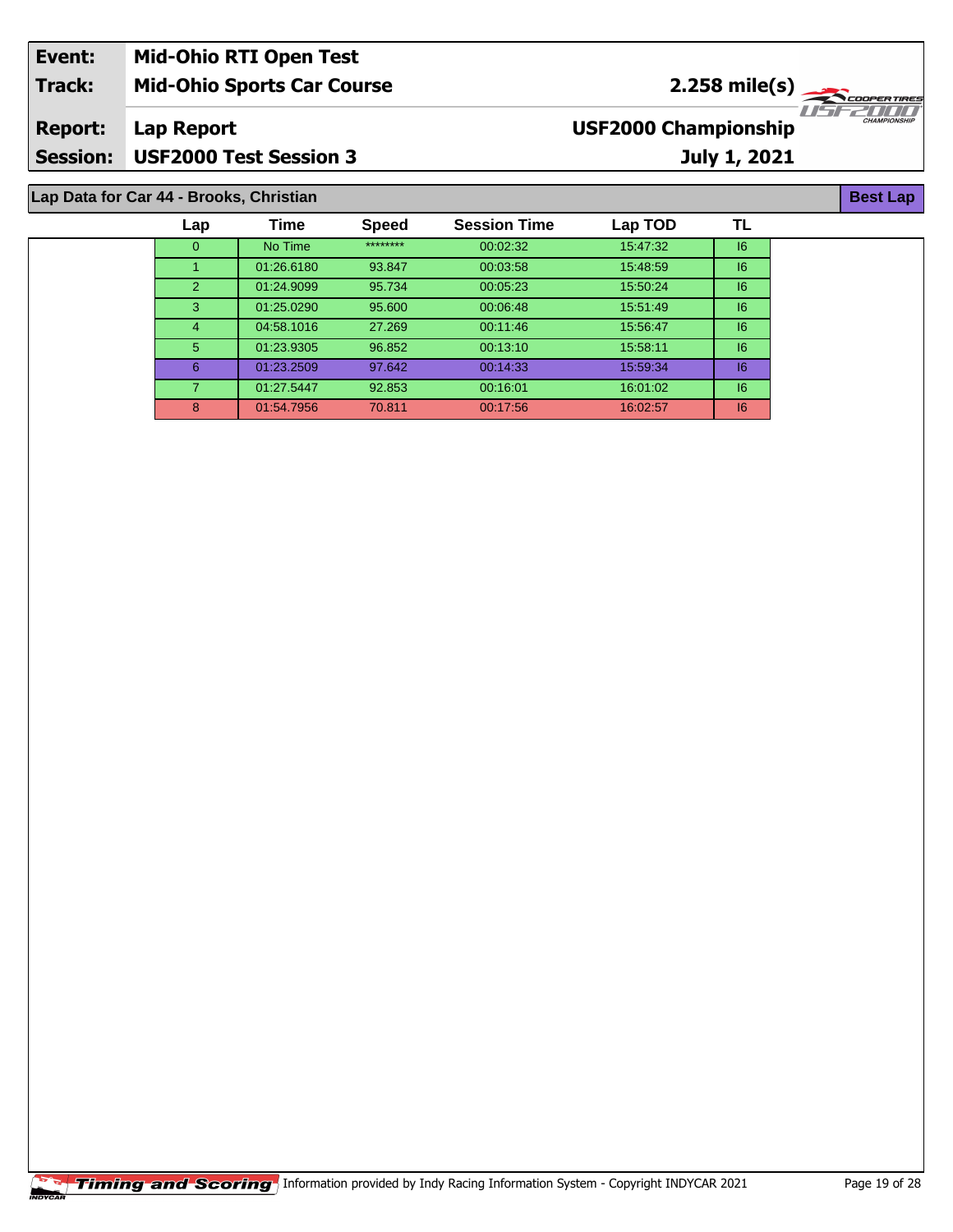| Event: | Mid-Ohio RTI Open Test | |
|---|---|---|
| Track: | Mid-Ohio Sports Car Course | 2.258 mile(s) |
| Report: | Lap Report | USF2000 Championship |
| Session: | USF2000 Test Session 3 | July 1, 2021 |

## Lap Data for Car 44 - Brooks, Christian

Best Lap

| Lap | Time | Speed | Session Time | Lap TOD | TL |
|---|---|---|---|---|---|
| 0 | No Time | ******** | 00:02:32 | 15:47:32 | I6 |
| 1 | 01:26.6180 | 93.847 | 00:03:58 | 15:48:59 | I6 |
| 2 | 01:24.9099 | 95.734 | 00:05:23 | 15:50:24 | I6 |
| 3 | 01:25.0290 | 95.600 | 00:06:48 | 15:51:49 | I6 |
| 4 | 04:58.1016 | 27.269 | 00:11:46 | 15:56:47 | I6 |
| 5 | 01:23.9305 | 96.852 | 00:13:10 | 15:58:11 | I6 |
| 6 | 01:23.2509 | 97.642 | 00:14:33 | 15:59:34 | I6 |
| 7 | 01:27.5447 | 92.853 | 00:16:01 | 16:01:02 | I6 |
| 8 | 01:54.7956 | 70.811 | 00:17:56 | 16:02:57 | I6 |

Timing and Scoring Information provided by Indy Racing Information System - Copyright INDYCAR 2021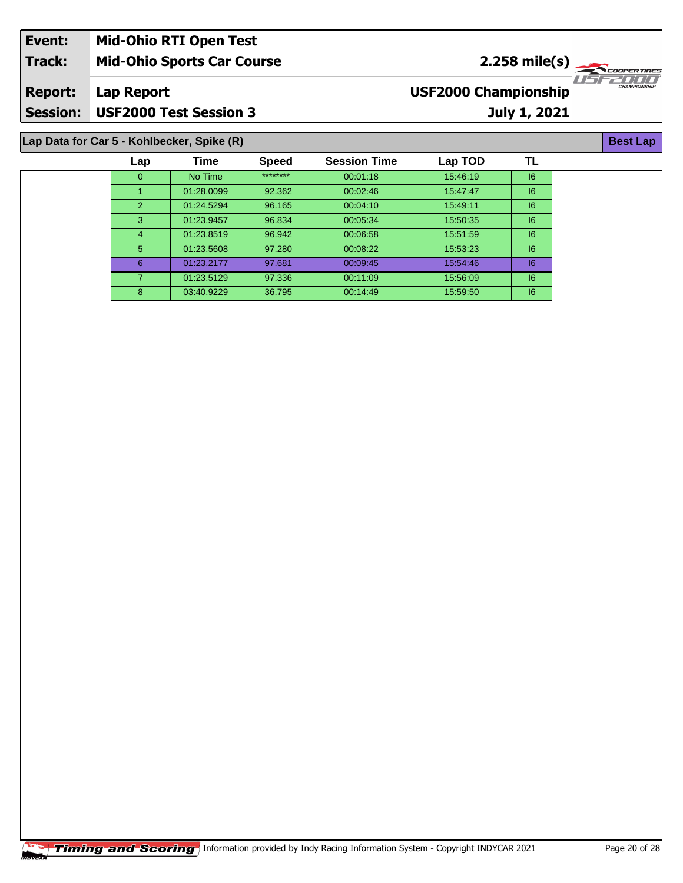| Event: | Mid-Ohio RTI Open Test | |
|---|---|---|
| Track: | Mid-Ohio Sports Car Course | 2.258 mile(s) |
| Report: | Lap Report | USF2000 Championship |
| Session: | USF2000 Test Session 3 | July 1, 2021 |

## Lap Data for Car 5 - Kohlbecker, Spike (R)

**Best Lap**

| Lap | Time | Speed | Session Time | Lap TOD | TL |
|---|---|---|---|---|---|
| 0 | No Time | ******** | 00:01:18 | 15:46:19 | I6 |
| 1 | 01:28.0099 | 92.362 | 00:02:46 | 15:47:47 | I6 |
| 2 | 01:24.5294 | 96.165 | 00:04:10 | 15:49:11 | I6 |
| 3 | 01:23.9457 | 96.834 | 00:05:34 | 15:50:35 | I6 |
| 4 | 01:23.8519 | 96.942 | 00:06:58 | 15:51:59 | I6 |
| 5 | 01:23.5608 | 97.280 | 00:08:22 | 15:53:23 | I6 |
| 6 | 01:23.2177 | 97.681 | 00:09:45 | 15:54:46 | I6 |
| 7 | 01:23.5129 | 97.336 | 00:11:09 | 15:56:09 | I6 |
| 8 | 03:40.9229 | 36.795 | 00:14:49 | 15:59:50 | I6 |

Timing and Scoring Information provided by Indy Racing Information System - Copyright INDYCAR 2021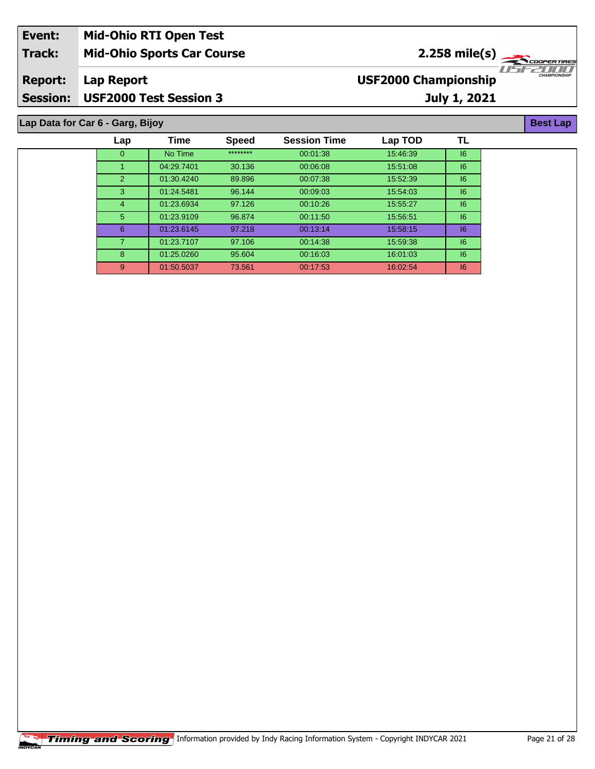| Event: | Mid-Ohio RTI Open Test | |
|---|---|---|
| Track: | Mid-Ohio Sports Car Course | 2.258 mile(s) |
| Report: | Lap Report | USF2000 Championship |
| Session: | USF2000 Test Session 3 | July 1, 2021 |

## Lap Data for Car 6 - Garg, Bijoy

**Best Lap**

| Lap | Time | Speed | Session Time | Lap TOD | TL |
|---|---|---|---|---|---|
| 0 | No Time | ******** | 00:01:38 | 15:46:39 | I6 |
| 1 | 04:29.7401 | 30.136 | 00:06:08 | 15:51:08 | I6 |
| 2 | 01:30.4240 | 89.896 | 00:07:38 | 15:52:39 | I6 |
| 3 | 01:24.5481 | 96.144 | 00:09:03 | 15:54:03 | I6 |
| 4 | 01:23.6934 | 97.126 | 00:10:26 | 15:55:27 | I6 |
| 5 | 01:23.9109 | 96.874 | 00:11:50 | 15:56:51 | I6 |
| 6 | 01:23.6145 | 97.218 | 00:13:14 | 15:58:15 | I6 |
| 7 | 01:23.7107 | 97.106 | 00:14:38 | 15:59:38 | I6 |
| 8 | 01:25.0260 | 95.604 | 00:16:03 | 16:01:03 | I6 |
| 9 | 01:50.5037 | 73.561 | 00:17:53 | 16:02:54 | I6 |

Timing and Scoring Information provided by Indy Racing Information System - Copyright INDYCAR 2021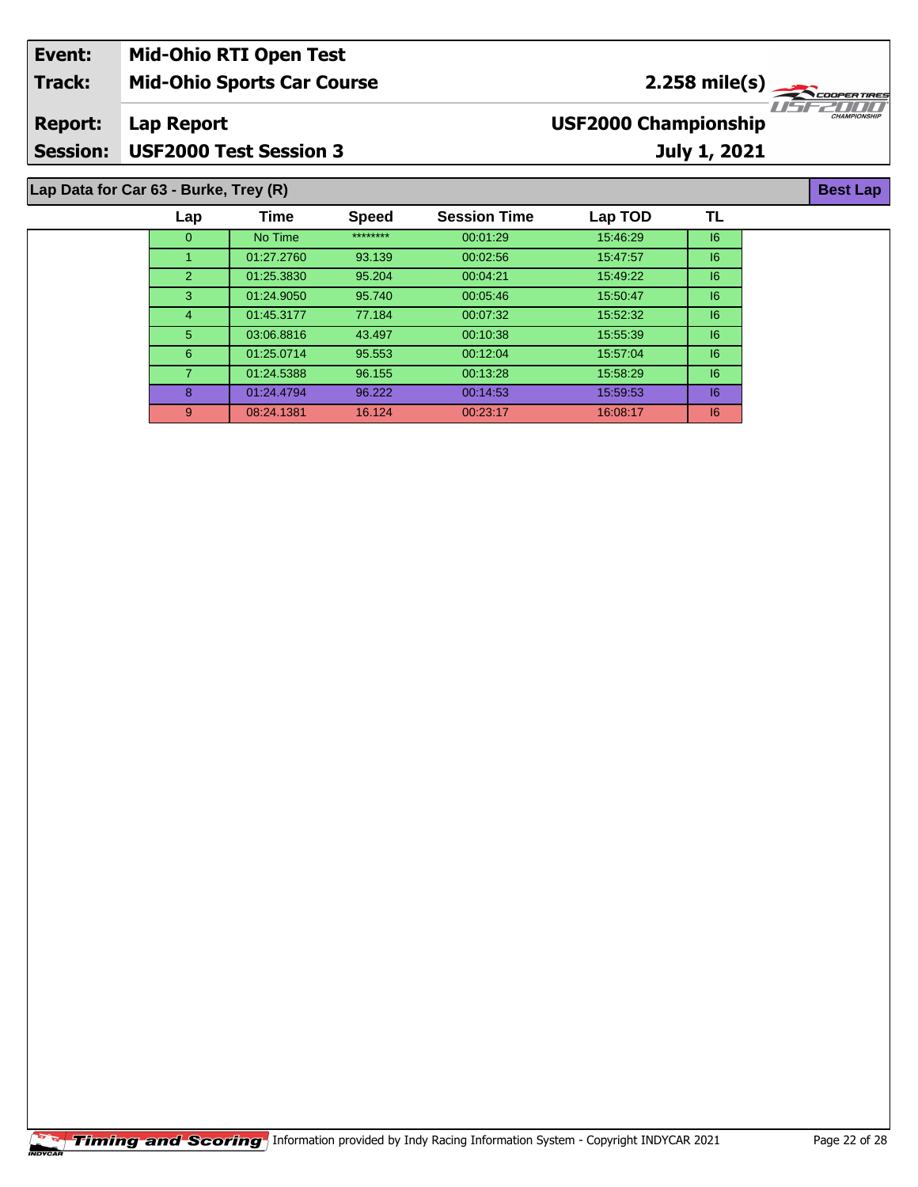| Event: | Mid-Ohio RTI Open Test | |
|---|---|---|
| Track: | Mid-Ohio Sports Car Course | 2.258 mile(s) |
| Report: | Lap Report | USF2000 Championship |
| Session: | USF2000 Test Session 3 | July 1, 2021 |

## Lap Data for Car 63 - Burke, Trey (R)

Best Lap

| Lap | Time | Speed | Session Time | Lap TOD | TL |
|---|---|---|---|---|---|
| 0 | No Time | ******** | 00:01:29 | 15:46:29 | I6 |
| 1 | 01:27.2760 | 93.139 | 00:02:56 | 15:47:57 | I6 |
| 2 | 01:25.3830 | 95.204 | 00:04:21 | 15:49:22 | I6 |
| 3 | 01:24.9050 | 95.740 | 00:05:46 | 15:50:47 | I6 |
| 4 | 01:45.3177 | 77.184 | 00:07:32 | 15:52:32 | I6 |
| 5 | 03:06.8816 | 43.497 | 00:10:38 | 15:55:39 | I6 |
| 6 | 01:25.0714 | 95.553 | 00:12:04 | 15:57:04 | I6 |
| 7 | 01:24.5388 | 96.155 | 00:13:28 | 15:58:29 | I6 |
| 8 | 01:24.4794 | 96.222 | 00:14:53 | 15:59:53 | I6 |
| 9 | 08:24.1381 | 16.124 | 00:23:17 | 16:08:17 | I6 |

Timing and Scoring Information provided by Indy Racing Information System - Copyright INDYCAR 2021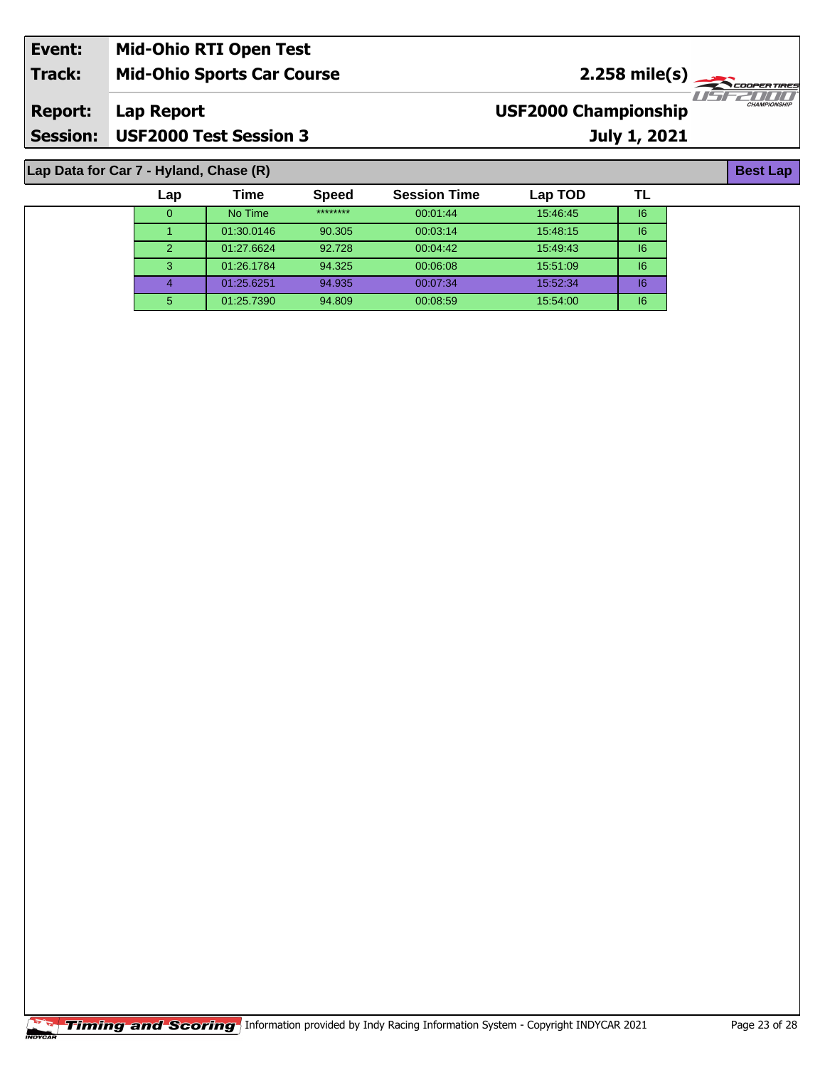| Event: | Mid-Ohio RTI Open Test | |
|---|---|---|
| Track: | Mid-Ohio Sports Car Course | 2.258 mile(s) |
| Report: | Lap Report | USF2000 Championship |
| Session: | USF2000 Test Session 3 | July 1, 2021 |

## Lap Data for Car 7 - Hyland, Chase (R)

**Best Lap**

| Lap | Time | Speed | Session Time | Lap TOD | TL |
|---|---|---|---|---|---|
| 0 | No Time | ******** | 00:01:44 | 15:46:45 | I6 |
| 1 | 01:30.0146 | 90.305 | 00:03:14 | 15:48:15 | I6 |
| 2 | 01:27.6624 | 92.728 | 00:04:42 | 15:49:43 | I6 |
| 3 | 01:26.1784 | 94.325 | 00:06:08 | 15:51:09 | I6 |
| 4 | 01:25.6251 | 94.935 | 00:07:34 | 15:52:34 | I6 |
| 5 | 01:25.7390 | 94.809 | 00:08:59 | 15:54:00 | I6 |

Timing and Scoring — Information provided by Indy Racing Information System - Copyright INDYCAR 2021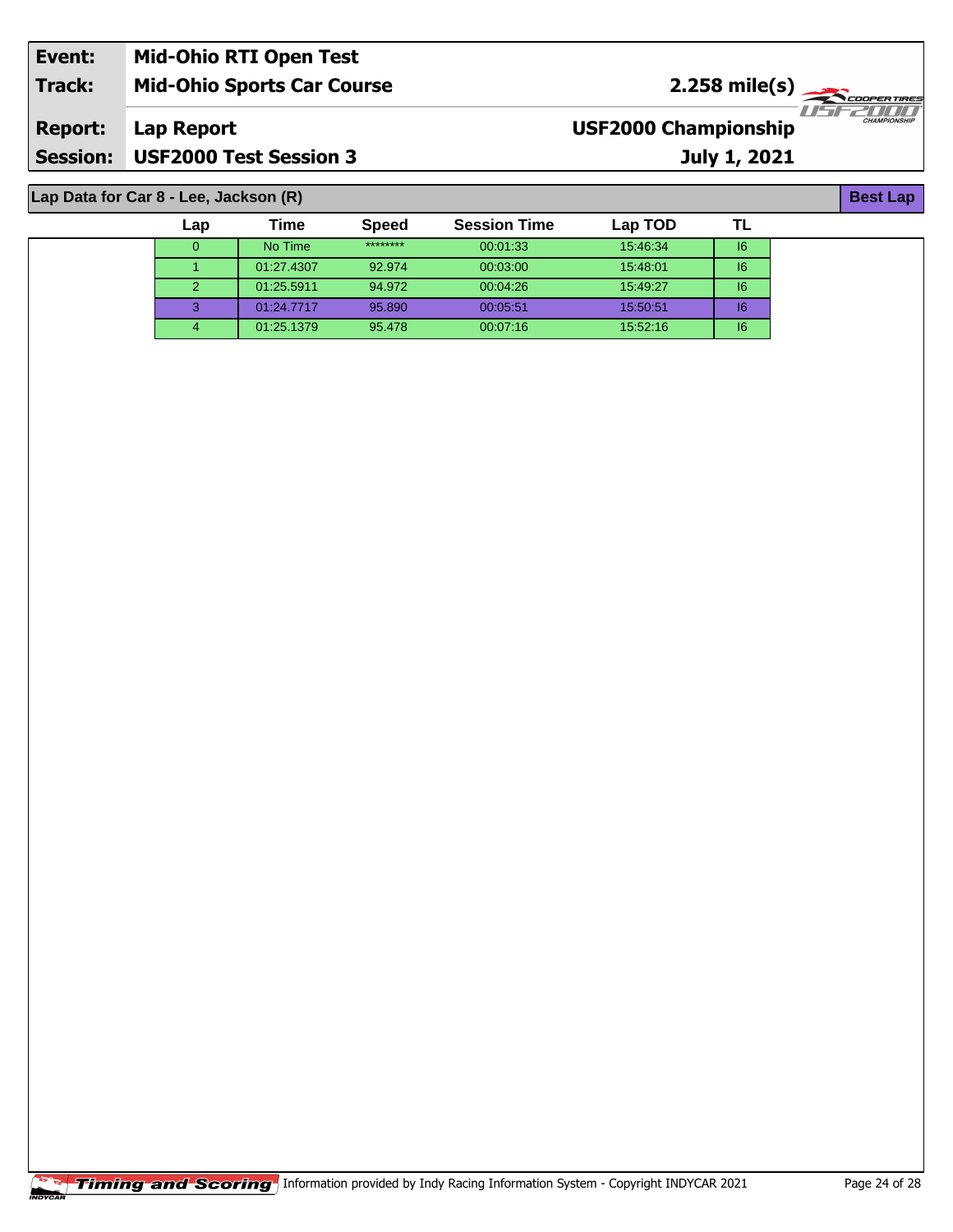| Event: | Mid-Ohio RTI Open Test | |
|---|---|---|
| Track: | Mid-Ohio Sports Car Course | 2.258 mile(s) |
| Report: | Lap Report | USF2000 Championship |
| Session: | USF2000 Test Session 3 | July 1, 2021 |

**Lap Data for Car 8 - Lee, Jackson (R)**

**Best Lap**

| Lap | Time | Speed | Session Time | Lap TOD | TL |
|---|---|---|---|---|---|
| 0 | No Time | ******** | 00:01:33 | 15:46:34 | I6 |
| 1 | 01:27.4307 | 92.974 | 00:03:00 | 15:48:01 | I6 |
| 2 | 01:25.5911 | 94.972 | 00:04:26 | 15:49:27 | I6 |
| 3 | 01:24.7717 | 95.890 | 00:05:51 | 15:50:51 | I6 |
| 4 | 01:25.1379 | 95.478 | 00:07:16 | 15:52:16 | I6 |

Timing and Scoring Information provided by Indy Racing Information System - Copyright INDYCAR 2021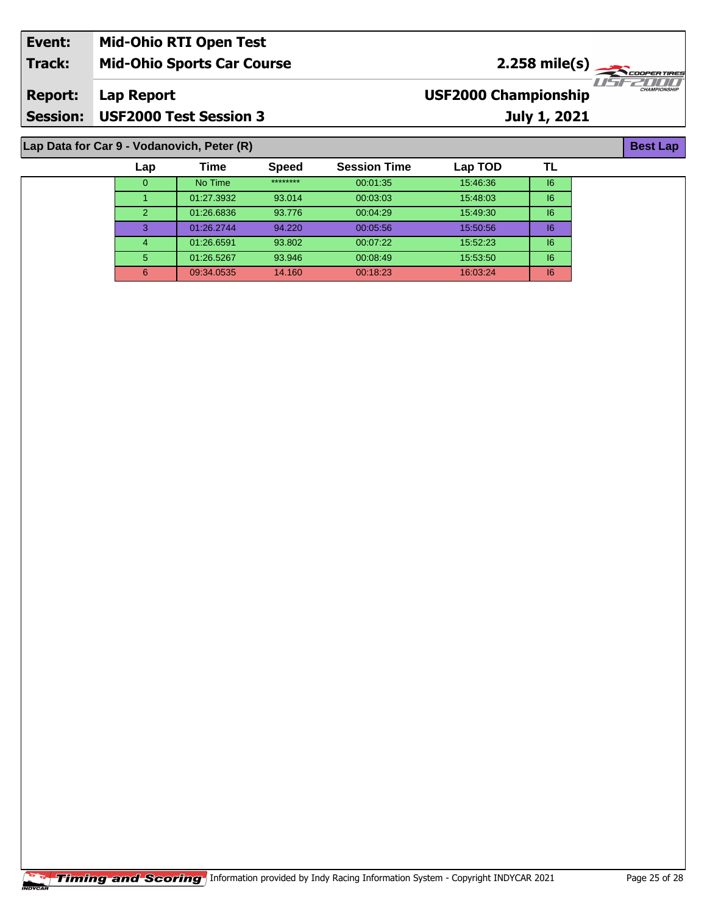| | | | |
|---|---|---|---|
| **Event:** | **Mid-Ohio RTI Open Test** | | |
| **Track:** | **Mid-Ohio Sports Car Course** | **2.258 mile(s)** | |
| **Report:** | **Lap Report** | **USF2000 Championship** | |
| **Session:** | **USF2000 Test Session 3** | **July 1, 2021** | |

**Lap Data for Car 9 - Vodanovich, Peter (R)** — **Best Lap**

| Lap | Time | Speed | Session Time | Lap TOD | TL |
|---|---|---|---|---|---|
| 0 | No Time | ******** | 00:01:35 | 15:46:36 | I6 |
| 1 | 01:27.3932 | 93.014 | 00:03:03 | 15:48:03 | I6 |
| 2 | 01:26.6836 | 93.776 | 00:04:29 | 15:49:30 | I6 |
| 3 | 01:26.2744 | 94.220 | 00:05:56 | 15:50:56 | I6 |
| 4 | 01:26.6591 | 93.802 | 00:07:22 | 15:52:23 | I6 |
| 5 | 01:26.5267 | 93.946 | 00:08:49 | 15:53:50 | I6 |
| 6 | 09:34.0535 | 14.160 | 00:18:23 | 16:03:24 | I6 |

Timing and Scoring — Information provided by Indy Racing Information System - Copyright INDYCAR 2021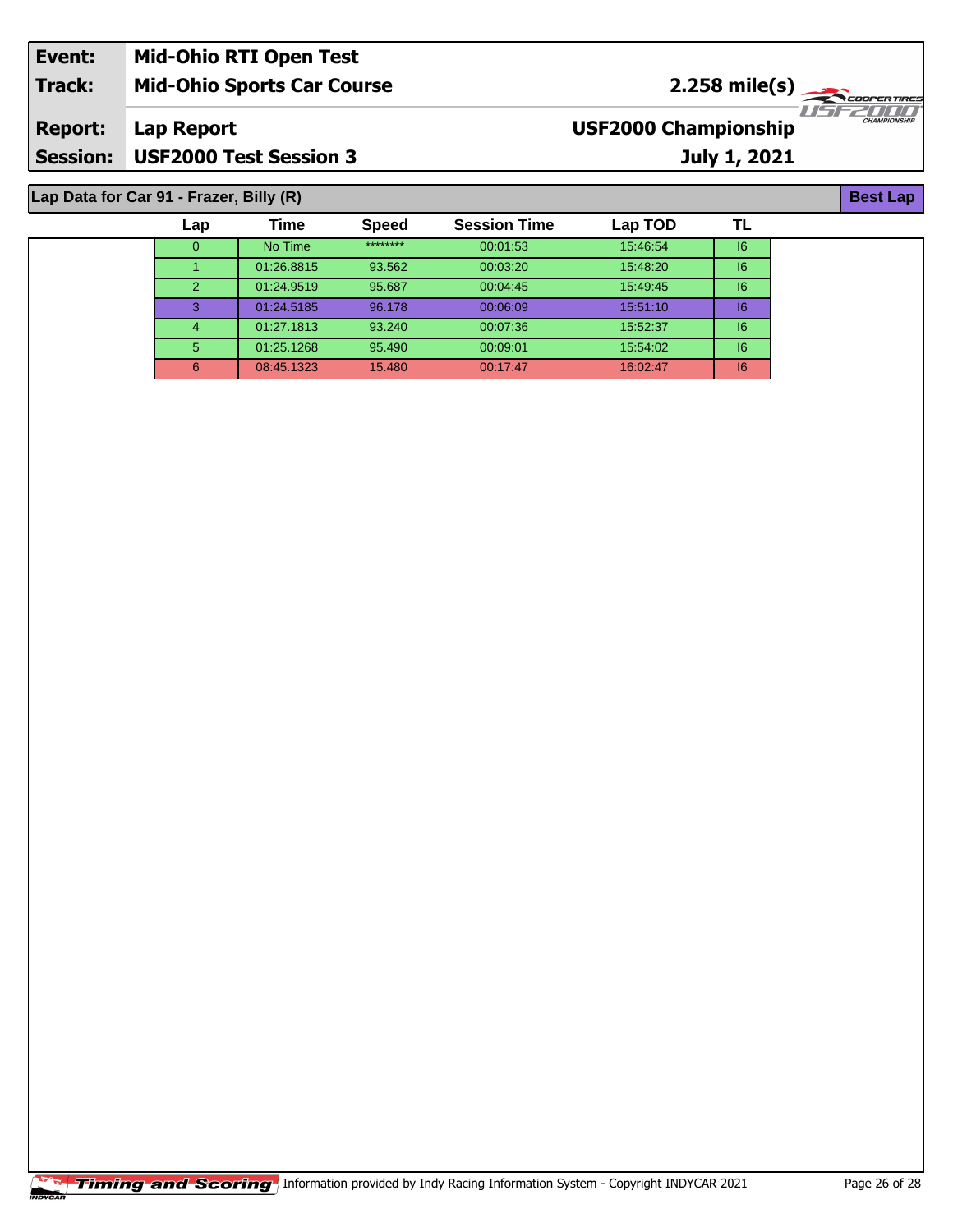| Event: | Mid-Ohio RTI Open Test | |
|---|---|---|
| Track: | Mid-Ohio Sports Car Course | 2.258 mile(s) |
| Report: | Lap Report | USF2000 Championship |
| Session: | USF2000 Test Session 3 | July 1, 2021 |

## Lap Data for Car 91 - Frazer, Billy (R)

**Best Lap**

| Lap | Time | Speed | Session Time | Lap TOD | TL |
|---|---|---|---|---|---|
| 0 | No Time | ******** | 00:01:53 | 15:46:54 | I6 |
| 1 | 01:26.8815 | 93.562 | 00:03:20 | 15:48:20 | I6 |
| 2 | 01:24.9519 | 95.687 | 00:04:45 | 15:49:45 | I6 |
| 3 | 01:24.5185 | 96.178 | 00:06:09 | 15:51:10 | I6 |
| 4 | 01:27.1813 | 93.240 | 00:07:36 | 15:52:37 | I6 |
| 5 | 01:25.1268 | 95.490 | 00:09:01 | 15:54:02 | I6 |
| 6 | 08:45.1323 | 15.480 | 00:17:47 | 16:02:47 | I6 |

Timing and Scoring Information provided by Indy Racing Information System - Copyright INDYCAR 2021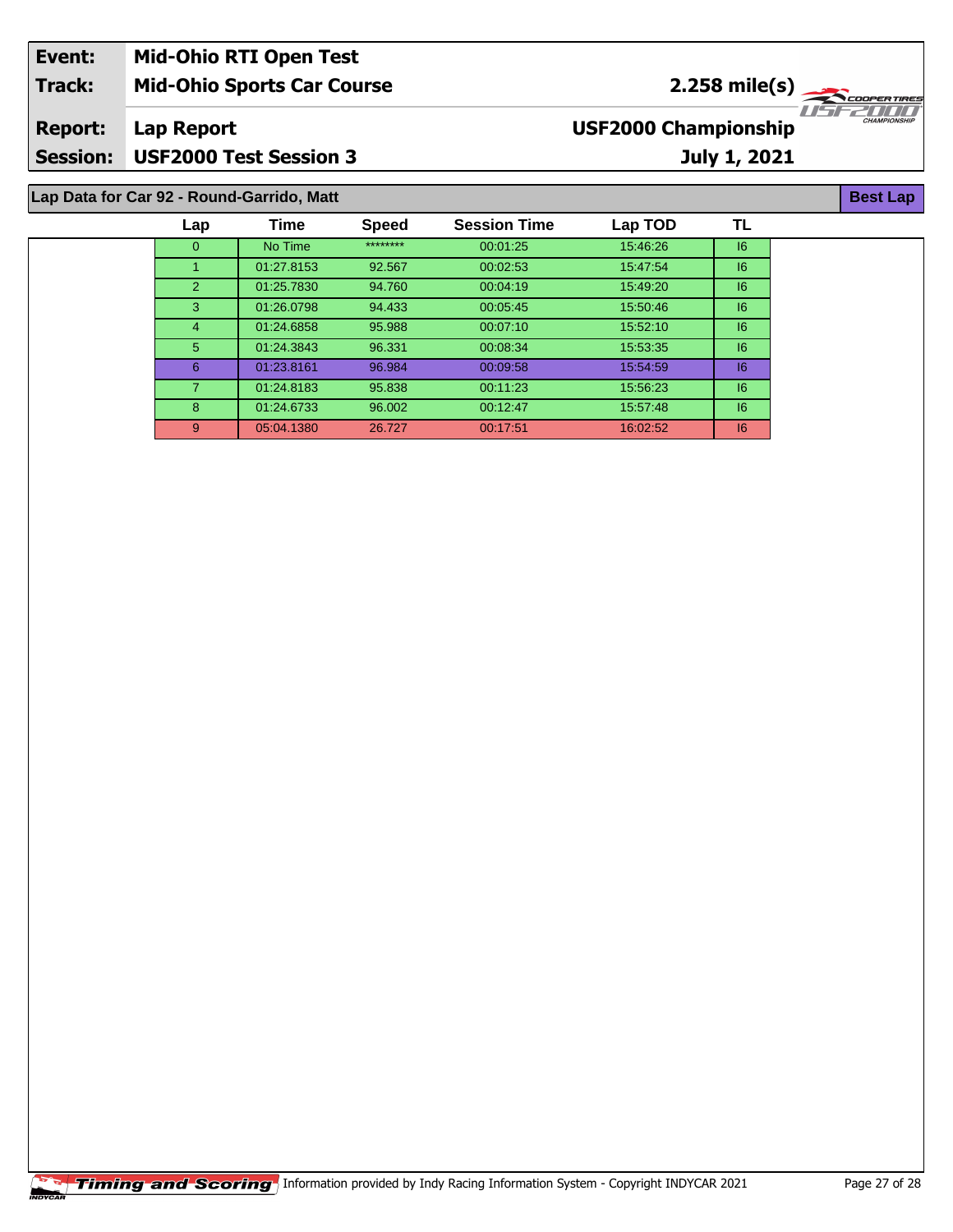| Event: | Mid-Ohio RTI Open Test | |
|---|---|---|
| Track: | Mid-Ohio Sports Car Course | 2.258 mile(s) |
| Report: | Lap Report | USF2000 Championship |
| Session: | USF2000 Test Session 3 | July 1, 2021 |

## Lap Data for Car 92 - Round-Garrido, Matt

**Best Lap**

| Lap | Time | Speed | Session Time | Lap TOD | TL |
|---|---|---|---|---|---|
| 0 | No Time | ******** | 00:01:25 | 15:46:26 | I6 |
| 1 | 01:27.8153 | 92.567 | 00:02:53 | 15:47:54 | I6 |
| 2 | 01:25.7830 | 94.760 | 00:04:19 | 15:49:20 | I6 |
| 3 | 01:26.0798 | 94.433 | 00:05:45 | 15:50:46 | I6 |
| 4 | 01:24.6858 | 95.988 | 00:07:10 | 15:52:10 | I6 |
| 5 | 01:24.3843 | 96.331 | 00:08:34 | 15:53:35 | I6 |
| 6 | 01:23.8161 | 96.984 | 00:09:58 | 15:54:59 | I6 |
| 7 | 01:24.8183 | 95.838 | 00:11:23 | 15:56:23 | I6 |
| 8 | 01:24.6733 | 96.002 | 00:12:47 | 15:57:48 | I6 |
| 9 | 05:04.1380 | 26.727 | 00:17:51 | 16:02:52 | I6 |

Timing and Scoring Information provided by Indy Racing Information System - Copyright INDYCAR 2021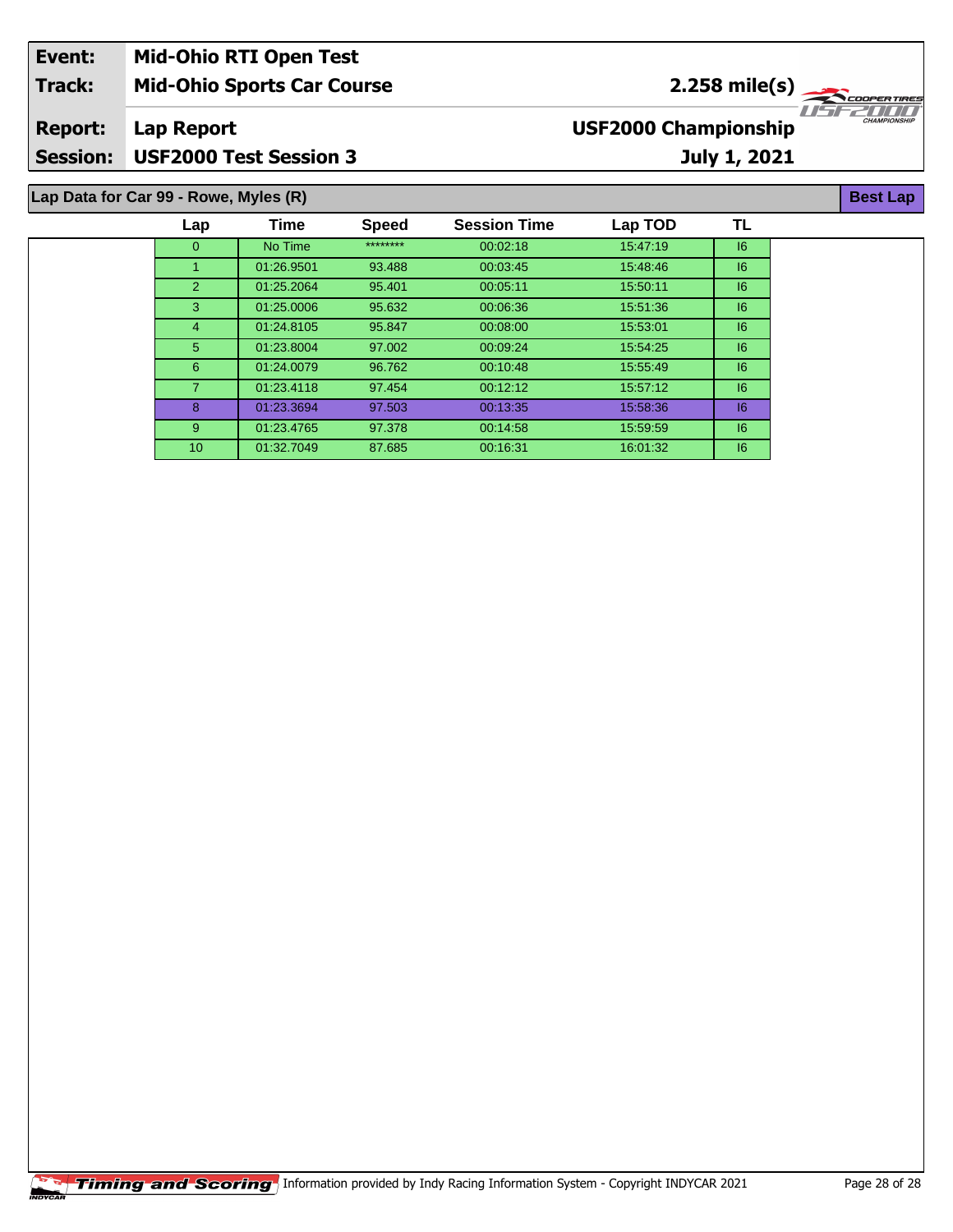| | |
|---|---|
| **Event:** | **Mid-Ohio RTI Open Test** |
| **Track:** | **Mid-Ohio Sports Car Course** |
| **Report:** | **Lap Report** |
| **Session:** | **USF2000 Test Session 3** |

**2.258 mile(s)**

**USF2000 Championship**

**July 1, 2021**

## Lap Data for Car 99 - Rowe, Myles (R)

**Best Lap**

| Lap | Time | Speed | Session Time | Lap TOD | TL |
|---|---|---|---|---|---|
| 0 | No Time | ******** | 00:02:18 | 15:47:19 | I6 |
| 1 | 01:26.9501 | 93.488 | 00:03:45 | 15:48:46 | I6 |
| 2 | 01:25.2064 | 95.401 | 00:05:11 | 15:50:11 | I6 |
| 3 | 01:25.0006 | 95.632 | 00:06:36 | 15:51:36 | I6 |
| 4 | 01:24.8105 | 95.847 | 00:08:00 | 15:53:01 | I6 |
| 5 | 01:23.8004 | 97.002 | 00:09:24 | 15:54:25 | I6 |
| 6 | 01:24.0079 | 96.762 | 00:10:48 | 15:55:49 | I6 |
| 7 | 01:23.4118 | 97.454 | 00:12:12 | 15:57:12 | I6 |
| 8 | 01:23.3694 | 97.503 | 00:13:35 | 15:58:36 | I6 |
| 9 | 01:23.4765 | 97.378 | 00:14:58 | 15:59:59 | I6 |
| 10 | 01:32.7049 | 87.685 | 00:16:31 | 16:01:32 | I6 |

Timing and Scoring Information provided by Indy Racing Information System - Copyright INDYCAR 2021